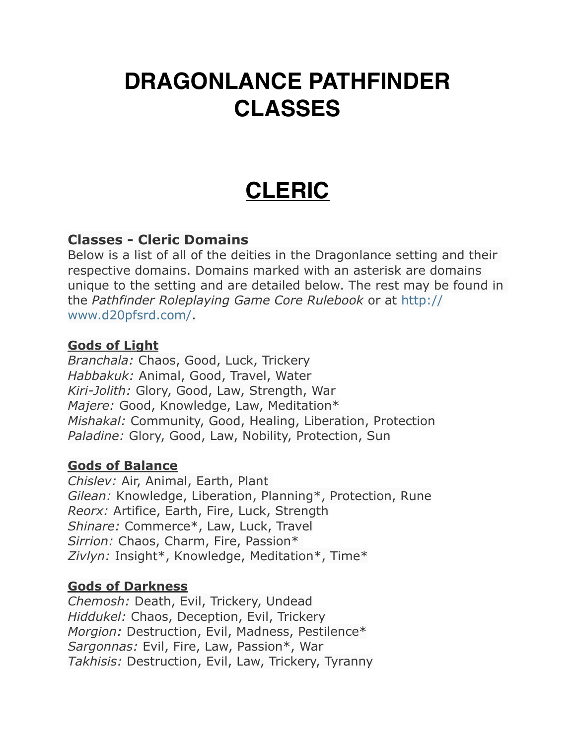# DRAGONLANCE PATHFINDER CLASSES

# CLERIC

### Classes - Cleric Domains

Below is a list of all of the deities in the Dragonlance setting and their respective domains. Domains marked with an asterisk are domains unique to the setting and are detailed below. The rest may be found in the *Pathfinder Roleplaying Game Core Rulebook* or at http://www.d20pfsrd.com/.

**Gods of Light**

*Branchala:* Chaos, Good, Luck, Trickery
*Habbakuk:* Animal, Good, Travel, Water
*Kiri-Jolith:* Glory, Good, Law, Strength, War
*Majere:* Good, Knowledge, Law, Meditation*
*Mishakal:* Community, Good, Healing, Liberation, Protection
*Paladine:* Glory, Good, Law, Nobility, Protection, Sun

**Gods of Balance**

*Chislev:* Air, Animal, Earth, Plant
*Gilean:* Knowledge, Liberation, Planning*, Protection, Rune
*Reorx:* Artifice, Earth, Fire, Luck, Strength
*Shinare:* Commerce*, Law, Luck, Travel
*Sirrion:* Chaos, Charm, Fire, Passion*
*Zivlyn:* Insight*, Knowledge, Meditation*, Time*

**Gods of Darkness**

*Chemosh:* Death, Evil, Trickery, Undead
*Hiddukel:* Chaos, Deception, Evil, Trickery
*Morgion:* Destruction, Evil, Madness, Pestilence*
*Sargonnas:* Evil, Fire, Law, Passion*, War
*Takhisis:* Destruction, Evil, Law, Trickery, Tyranny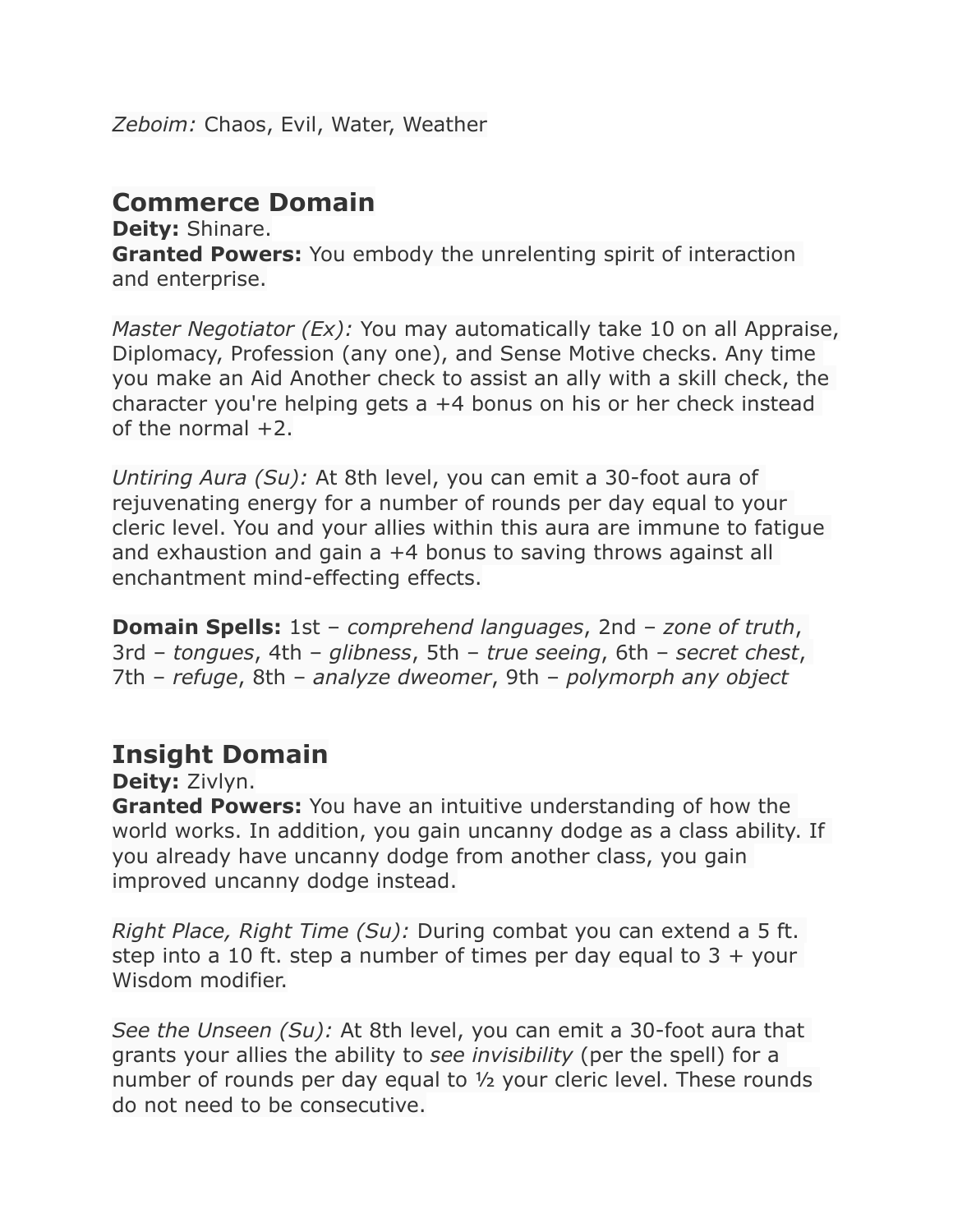*Zeboim:* Chaos, Evil, Water, Weather

## Commerce Domain

**Deity:** Shinare.
**Granted Powers:** You embody the unrelenting spirit of interaction and enterprise.

*Master Negotiator (Ex):* You may automatically take 10 on all Appraise, Diplomacy, Profession (any one), and Sense Motive checks. Any time you make an Aid Another check to assist an ally with a skill check, the character you're helping gets a +4 bonus on his or her check instead of the normal +2.

*Untiring Aura (Su):* At 8th level, you can emit a 30-foot aura of rejuvenating energy for a number of rounds per day equal to your cleric level. You and your allies within this aura are immune to fatigue and exhaustion and gain a +4 bonus to saving throws against all enchantment mind-effecting effects.

**Domain Spells:** 1st – *comprehend languages*, 2nd – *zone of truth*, 3rd – *tongues*, 4th – *glibness*, 5th – *true seeing*, 6th – *secret chest*, 7th – *refuge*, 8th – *analyze dweomer*, 9th – *polymorph any object*

## Insight Domain

**Deity:** Zivlyn.
**Granted Powers:** You have an intuitive understanding of how the world works. In addition, you gain uncanny dodge as a class ability. If you already have uncanny dodge from another class, you gain improved uncanny dodge instead.

*Right Place, Right Time (Su):* During combat you can extend a 5 ft. step into a 10 ft. step a number of times per day equal to 3 + your Wisdom modifier.

*See the Unseen (Su):* At 8th level, you can emit a 30-foot aura that grants your allies the ability to *see invisibility* (per the spell) for a number of rounds per day equal to ½ your cleric level. These rounds do not need to be consecutive.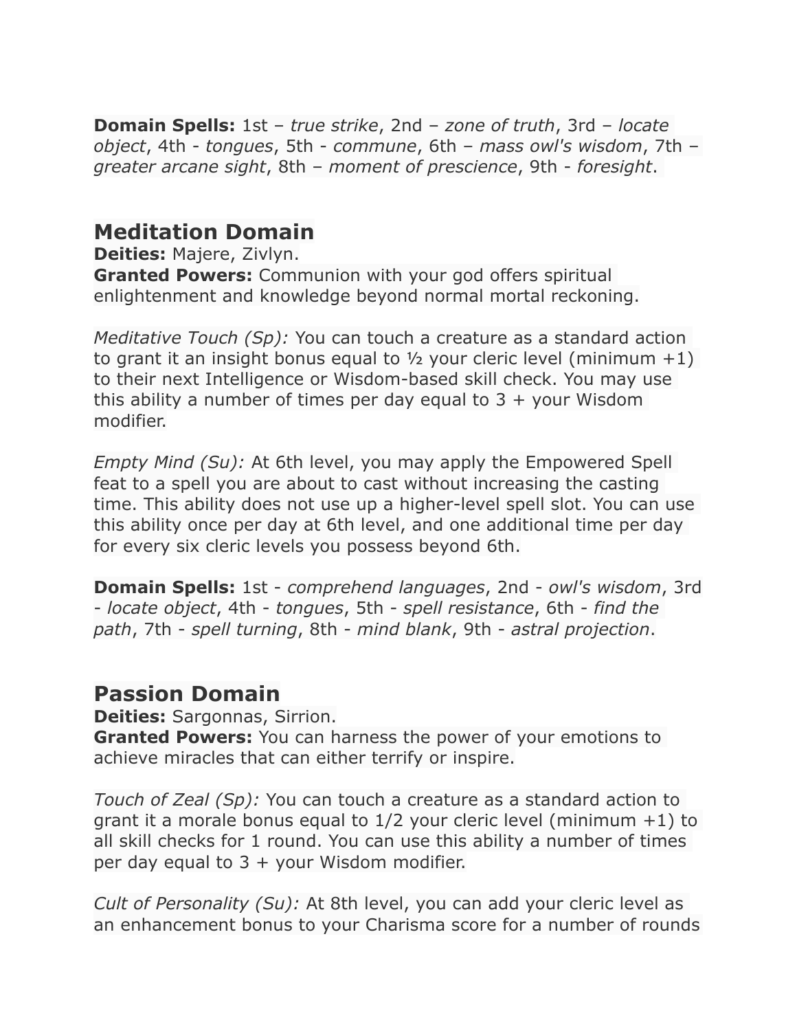**Domain Spells:** 1st – *true strike*, 2nd – *zone of truth*, 3rd – *locate object*, 4th - *tongues*, 5th - *commune*, 6th – *mass owl's wisdom*, 7th – *greater arcane sight*, 8th – *moment of prescience*, 9th - *foresight*.

## Meditation Domain

**Deities:** Majere, Zivlyn.
**Granted Powers:** Communion with your god offers spiritual enlightenment and knowledge beyond normal mortal reckoning.

*Meditative Touch (Sp):* You can touch a creature as a standard action to grant it an insight bonus equal to ½ your cleric level (minimum +1) to their next Intelligence or Wisdom-based skill check. You may use this ability a number of times per day equal to 3 + your Wisdom modifier.

*Empty Mind (Su):* At 6th level, you may apply the Empowered Spell feat to a spell you are about to cast without increasing the casting time. This ability does not use up a higher-level spell slot. You can use this ability once per day at 6th level, and one additional time per day for every six cleric levels you possess beyond 6th.

**Domain Spells:** 1st - *comprehend languages*, 2nd - *owl's wisdom*, 3rd - *locate object*, 4th - *tongues*, 5th - *spell resistance*, 6th - *find the path*, 7th - *spell turning*, 8th - *mind blank*, 9th - *astral projection*.

## Passion Domain

**Deities:** Sargonnas, Sirrion.
**Granted Powers:** You can harness the power of your emotions to achieve miracles that can either terrify or inspire.

*Touch of Zeal (Sp):* You can touch a creature as a standard action to grant it a morale bonus equal to 1/2 your cleric level (minimum +1) to all skill checks for 1 round. You can use this ability a number of times per day equal to 3 + your Wisdom modifier.

*Cult of Personality (Su):* At 8th level, you can add your cleric level as an enhancement bonus to your Charisma score for a number of rounds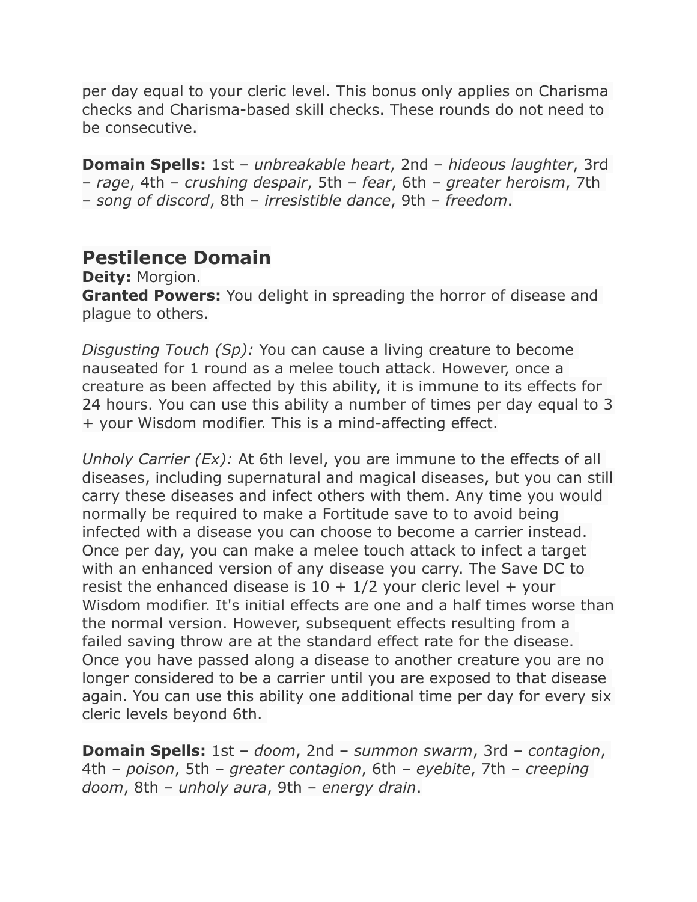per day equal to your cleric level. This bonus only applies on Charisma checks and Charisma-based skill checks. These rounds do not need to be consecutive.

**Domain Spells:** 1st – *unbreakable heart*, 2nd – *hideous laughter*, 3rd – *rage*, 4th – *crushing despair*, 5th – *fear*, 6th – *greater heroism*, 7th – *song of discord*, 8th – *irresistible dance*, 9th – *freedom*.

## Pestilence Domain

**Deity:** Morgion.
**Granted Powers:** You delight in spreading the horror of disease and plague to others.

*Disgusting Touch (Sp):* You can cause a living creature to become nauseated for 1 round as a melee touch attack. However, once a creature as been affected by this ability, it is immune to its effects for 24 hours. You can use this ability a number of times per day equal to 3 + your Wisdom modifier. This is a mind-affecting effect.

*Unholy Carrier (Ex):* At 6th level, you are immune to the effects of all diseases, including supernatural and magical diseases, but you can still carry these diseases and infect others with them. Any time you would normally be required to make a Fortitude save to to avoid being infected with a disease you can choose to become a carrier instead. Once per day, you can make a melee touch attack to infect a target with an enhanced version of any disease you carry. The Save DC to resist the enhanced disease is 10 + 1/2 your cleric level + your Wisdom modifier. It's initial effects are one and a half times worse than the normal version. However, subsequent effects resulting from a failed saving throw are at the standard effect rate for the disease. Once you have passed along a disease to another creature you are no longer considered to be a carrier until you are exposed to that disease again. You can use this ability one additional time per day for every six cleric levels beyond 6th.

**Domain Spells:** 1st – *doom*, 2nd – *summon swarm*, 3rd – *contagion*, 4th – *poison*, 5th – *greater contagion*, 6th – *eyebite*, 7th – *creeping doom*, 8th – *unholy aura*, 9th – *energy drain*.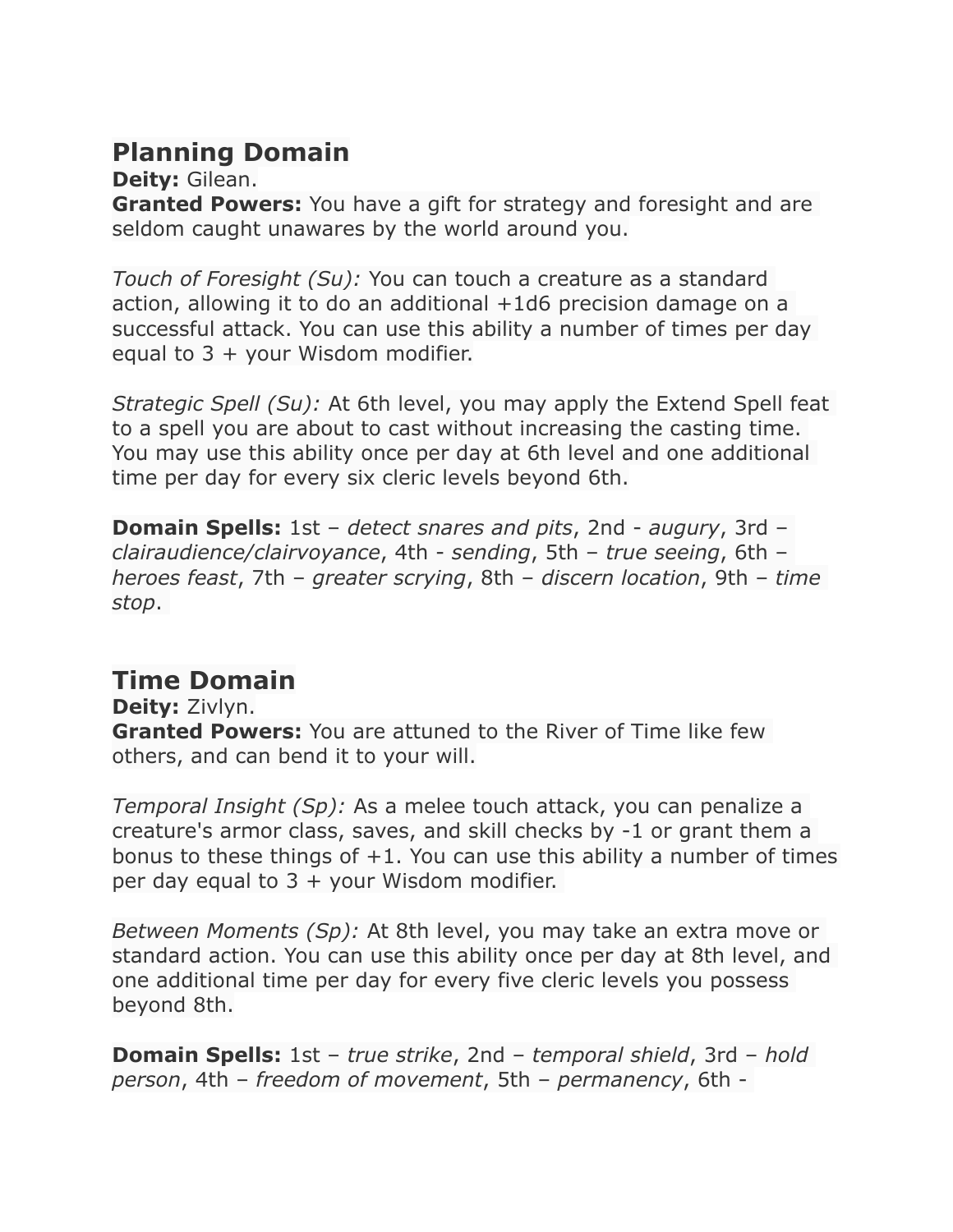## Planning Domain

**Deity:** Gilean.

**Granted Powers:** You have a gift for strategy and foresight and are seldom caught unawares by the world around you.

*Touch of Foresight (Su):* You can touch a creature as a standard action, allowing it to do an additional +1d6 precision damage on a successful attack. You can use this ability a number of times per day equal to 3 + your Wisdom modifier.

*Strategic Spell (Su):* At 6th level, you may apply the Extend Spell feat to a spell you are about to cast without increasing the casting time. You may use this ability once per day at 6th level and one additional time per day for every six cleric levels beyond 6th.

**Domain Spells:** 1st – *detect snares and pits*, 2nd - *augury*, 3rd – *clairaudience/clairvoyance*, 4th - *sending*, 5th – *true seeing*, 6th – *heroes feast*, 7th – *greater scrying*, 8th – *discern location*, 9th – *time stop*.

## Time Domain

**Deity:** Zivlyn.

**Granted Powers:** You are attuned to the River of Time like few others, and can bend it to your will.

*Temporal Insight (Sp):* As a melee touch attack, you can penalize a creature's armor class, saves, and skill checks by -1 or grant them a bonus to these things of +1. You can use this ability a number of times per day equal to 3 + your Wisdom modifier.

*Between Moments (Sp):* At 8th level, you may take an extra move or standard action. You can use this ability once per day at 8th level, and one additional time per day for every five cleric levels you possess beyond 8th.

**Domain Spells:** 1st – *true strike*, 2nd – *temporal shield*, 3rd – *hold person*, 4th – *freedom of movement*, 5th – *permanency*, 6th -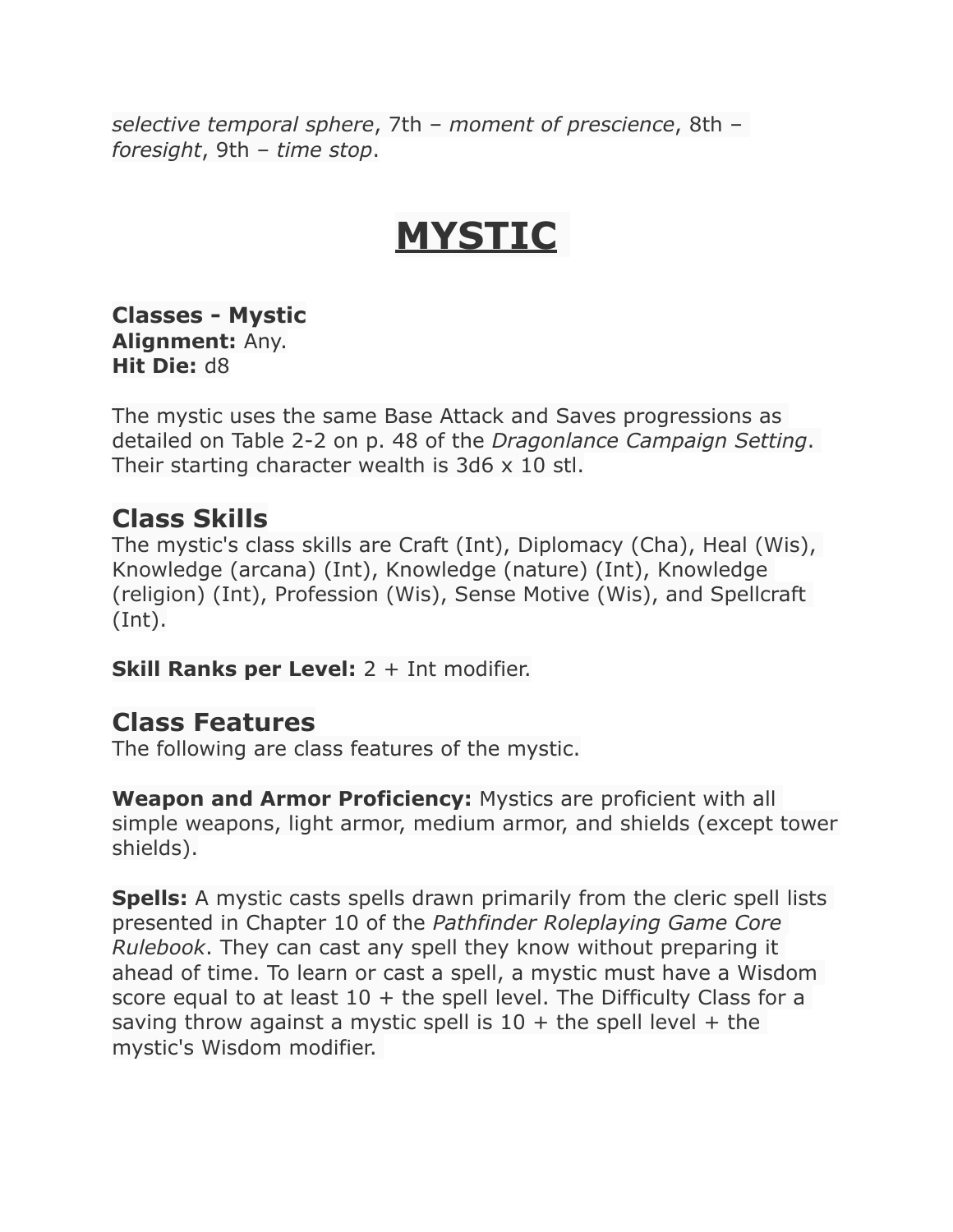*selective temporal sphere*, 7th – *moment of prescience*, 8th – *foresight*, 9th – *time stop*.

# MYSTIC

**Classes - Mystic**
**Alignment:** Any.
**Hit Die:** d8

The mystic uses the same Base Attack and Saves progressions as detailed on Table 2-2 on p. 48 of the *Dragonlance Campaign Setting*. Their starting character wealth is 3d6 x 10 stl.

## Class Skills

The mystic's class skills are Craft (Int), Diplomacy (Cha), Heal (Wis), Knowledge (arcana) (Int), Knowledge (nature) (Int), Knowledge (religion) (Int), Profession (Wis), Sense Motive (Wis), and Spellcraft (Int).

**Skill Ranks per Level:** 2 + Int modifier.

## Class Features

The following are class features of the mystic.

**Weapon and Armor Proficiency:** Mystics are proficient with all simple weapons, light armor, medium armor, and shields (except tower shields).

**Spells:** A mystic casts spells drawn primarily from the cleric spell lists presented in Chapter 10 of the *Pathfinder Roleplaying Game Core Rulebook*. They can cast any spell they know without preparing it ahead of time. To learn or cast a spell, a mystic must have a Wisdom score equal to at least 10 + the spell level. The Difficulty Class for a saving throw against a mystic spell is 10 + the spell level + the mystic's Wisdom modifier.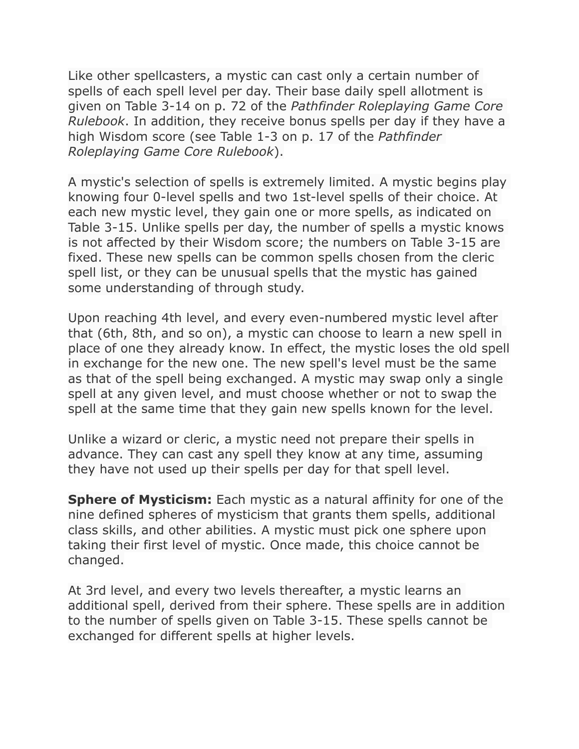Like other spellcasters, a mystic can cast only a certain number of spells of each spell level per day. Their base daily spell allotment is given on Table 3-14 on p. 72 of the *Pathfinder Roleplaying Game Core Rulebook*. In addition, they receive bonus spells per day if they have a high Wisdom score (see Table 1-3 on p. 17 of the *Pathfinder Roleplaying Game Core Rulebook*).

A mystic's selection of spells is extremely limited. A mystic begins play knowing four 0-level spells and two 1st-level spells of their choice. At each new mystic level, they gain one or more spells, as indicated on Table 3-15. Unlike spells per day, the number of spells a mystic knows is not affected by their Wisdom score; the numbers on Table 3-15 are fixed. These new spells can be common spells chosen from the cleric spell list, or they can be unusual spells that the mystic has gained some understanding of through study.

Upon reaching 4th level, and every even-numbered mystic level after that (6th, 8th, and so on), a mystic can choose to learn a new spell in place of one they already know. In effect, the mystic loses the old spell in exchange for the new one. The new spell's level must be the same as that of the spell being exchanged. A mystic may swap only a single spell at any given level, and must choose whether or not to swap the spell at the same time that they gain new spells known for the level.

Unlike a wizard or cleric, a mystic need not prepare their spells in advance. They can cast any spell they know at any time, assuming they have not used up their spells per day for that spell level.

**Sphere of Mysticism:** Each mystic as a natural affinity for one of the nine defined spheres of mysticism that grants them spells, additional class skills, and other abilities. A mystic must pick one sphere upon taking their first level of mystic. Once made, this choice cannot be changed.

At 3rd level, and every two levels thereafter, a mystic learns an additional spell, derived from their sphere. These spells are in addition to the number of spells given on Table 3-15. These spells cannot be exchanged for different spells at higher levels.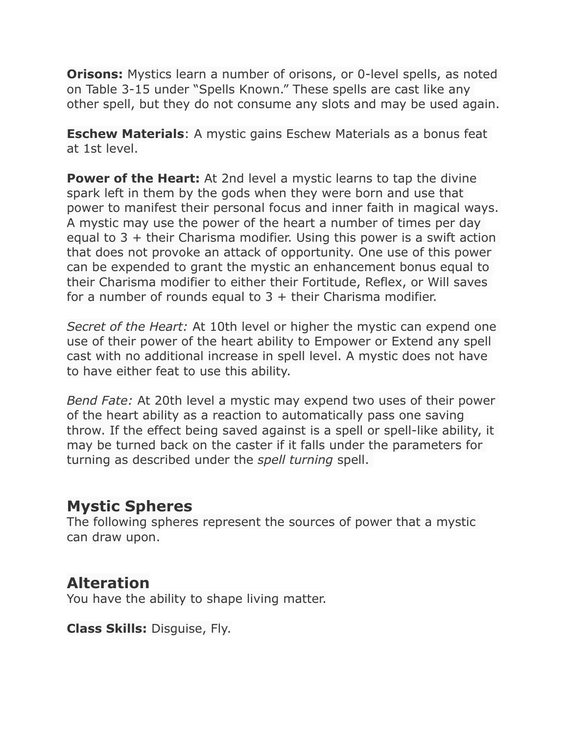**Orisons:** Mystics learn a number of orisons, or 0-level spells, as noted on Table 3-15 under "Spells Known." These spells are cast like any other spell, but they do not consume any slots and may be used again.

**Eschew Materials**: A mystic gains Eschew Materials as a bonus feat at 1st level.

**Power of the Heart:** At 2nd level a mystic learns to tap the divine spark left in them by the gods when they were born and use that power to manifest their personal focus and inner faith in magical ways. A mystic may use the power of the heart a number of times per day equal to 3 + their Charisma modifier. Using this power is a swift action that does not provoke an attack of opportunity. One use of this power can be expended to grant the mystic an enhancement bonus equal to their Charisma modifier to either their Fortitude, Reflex, or Will saves for a number of rounds equal to 3 + their Charisma modifier.

*Secret of the Heart:* At 10th level or higher the mystic can expend one use of their power of the heart ability to Empower or Extend any spell cast with no additional increase in spell level. A mystic does not have to have either feat to use this ability.

*Bend Fate:* At 20th level a mystic may expend two uses of their power of the heart ability as a reaction to automatically pass one saving throw. If the effect being saved against is a spell or spell-like ability, it may be turned back on the caster if it falls under the parameters for turning as described under the *spell turning* spell.

## Mystic Spheres

The following spheres represent the sources of power that a mystic can draw upon.

## Alteration

You have the ability to shape living matter.

**Class Skills:** Disguise, Fly.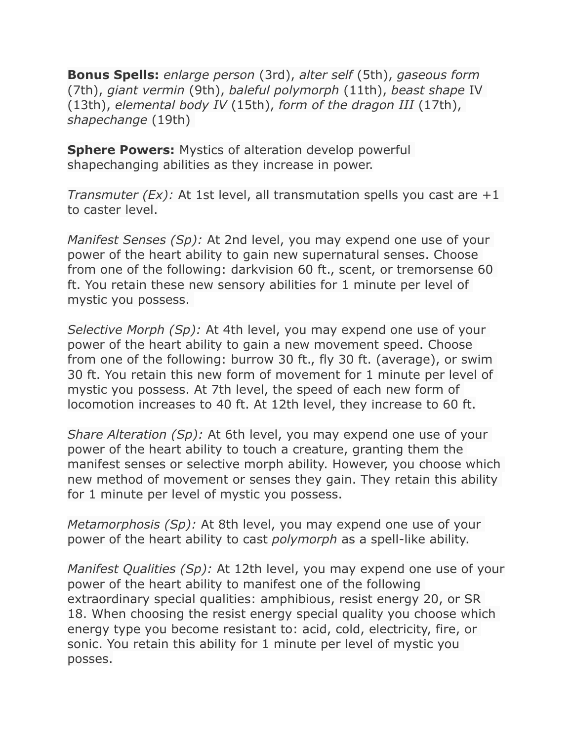**Bonus Spells:** *enlarge person* (3rd), *alter self* (5th), *gaseous form* (7th), *giant vermin* (9th), *baleful polymorph* (11th), *beast shape* IV (13th), *elemental body IV* (15th), *form of the dragon III* (17th), *shapechange* (19th)

**Sphere Powers:** Mystics of alteration develop powerful shapechanging abilities as they increase in power.

*Transmuter (Ex):* At 1st level, all transmutation spells you cast are +1 to caster level.

*Manifest Senses (Sp):* At 2nd level, you may expend one use of your power of the heart ability to gain new supernatural senses. Choose from one of the following: darkvision 60 ft., scent, or tremorsense 60 ft. You retain these new sensory abilities for 1 minute per level of mystic you possess.

*Selective Morph (Sp):* At 4th level, you may expend one use of your power of the heart ability to gain a new movement speed. Choose from one of the following: burrow 30 ft., fly 30 ft. (average), or swim 30 ft. You retain this new form of movement for 1 minute per level of mystic you possess. At 7th level, the speed of each new form of locomotion increases to 40 ft. At 12th level, they increase to 60 ft.

*Share Alteration (Sp):* At 6th level, you may expend one use of your power of the heart ability to touch a creature, granting them the manifest senses or selective morph ability. However, you choose which new method of movement or senses they gain. They retain this ability for 1 minute per level of mystic you possess.

*Metamorphosis (Sp):* At 8th level, you may expend one use of your power of the heart ability to cast *polymorph* as a spell-like ability.

*Manifest Qualities (Sp):* At 12th level, you may expend one use of your power of the heart ability to manifest one of the following extraordinary special qualities: amphibious, resist energy 20, or SR 18. When choosing the resist energy special quality you choose which energy type you become resistant to: acid, cold, electricity, fire, or sonic. You retain this ability for 1 minute per level of mystic you posses.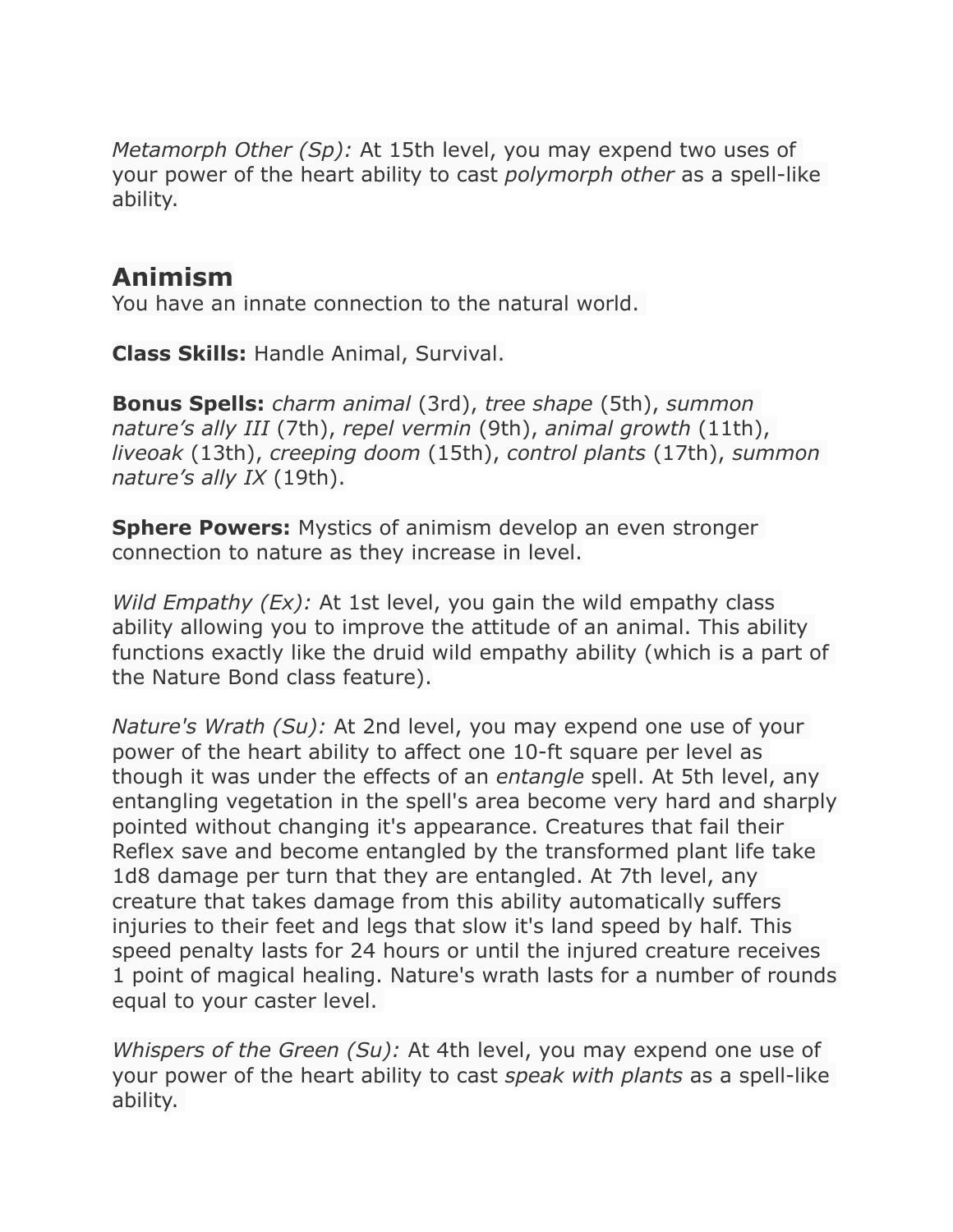*Metamorph Other (Sp):* At 15th level, you may expend two uses of your power of the heart ability to cast *polymorph other* as a spell-like ability.

## Animism

You have an innate connection to the natural world.

**Class Skills:** Handle Animal, Survival.

**Bonus Spells:** *charm animal* (3rd), *tree shape* (5th), *summon nature's ally III* (7th), *repel vermin* (9th), *animal growth* (11th), *liveoak* (13th), *creeping doom* (15th), *control plants* (17th), *summon nature's ally IX* (19th).

**Sphere Powers:** Mystics of animism develop an even stronger connection to nature as they increase in level.

*Wild Empathy (Ex):* At 1st level, you gain the wild empathy class ability allowing you to improve the attitude of an animal. This ability functions exactly like the druid wild empathy ability (which is a part of the Nature Bond class feature).

*Nature's Wrath (Su):* At 2nd level, you may expend one use of your power of the heart ability to affect one 10-ft square per level as though it was under the effects of an *entangle* spell. At 5th level, any entangling vegetation in the spell's area become very hard and sharply pointed without changing it's appearance. Creatures that fail their Reflex save and become entangled by the transformed plant life take 1d8 damage per turn that they are entangled. At 7th level, any creature that takes damage from this ability automatically suffers injuries to their feet and legs that slow it's land speed by half. This speed penalty lasts for 24 hours or until the injured creature receives 1 point of magical healing. Nature's wrath lasts for a number of rounds equal to your caster level.

*Whispers of the Green (Su):* At 4th level, you may expend one use of your power of the heart ability to cast *speak with plants* as a spell-like ability.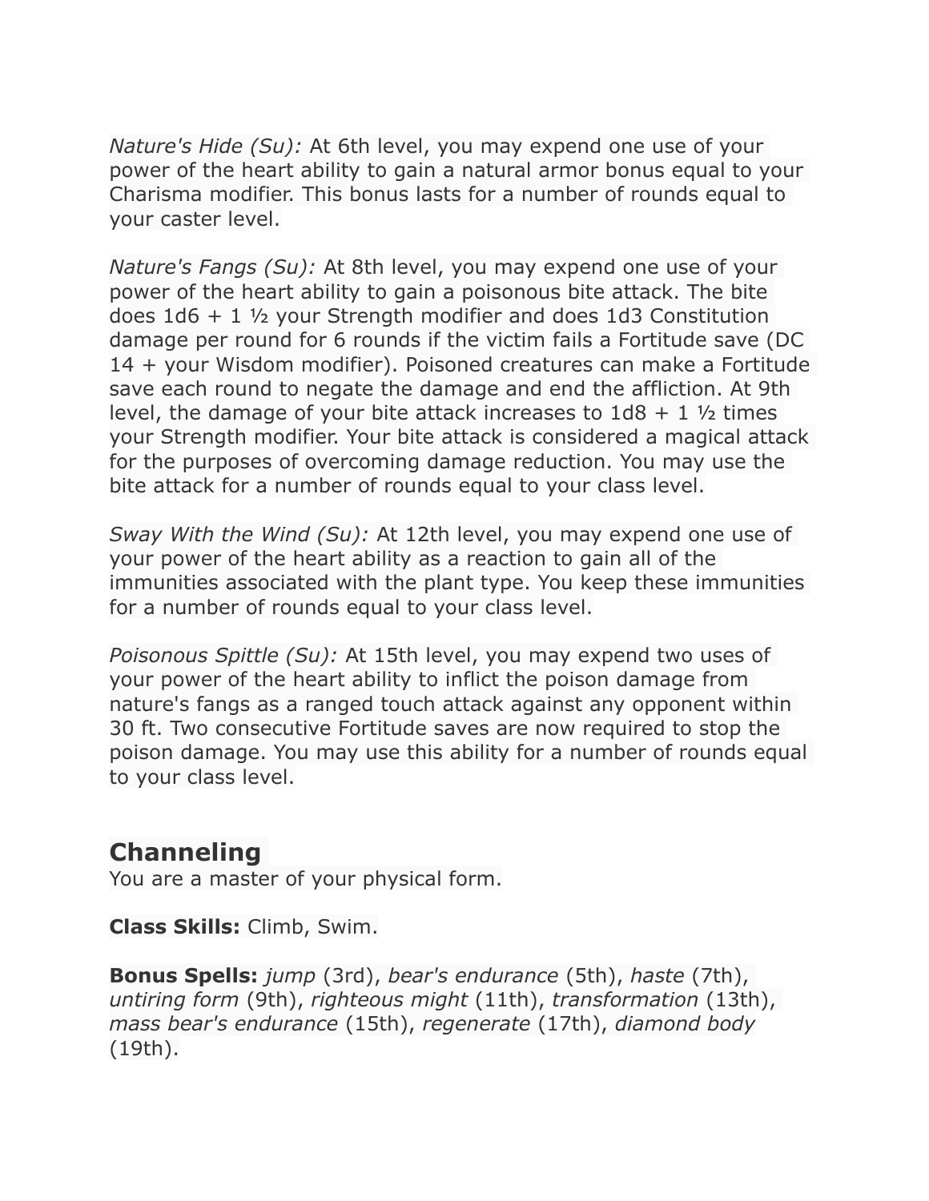*Nature's Hide (Su):* At 6th level, you may expend one use of your power of the heart ability to gain a natural armor bonus equal to your Charisma modifier. This bonus lasts for a number of rounds equal to your caster level.

*Nature's Fangs (Su):* At 8th level, you may expend one use of your power of the heart ability to gain a poisonous bite attack. The bite does 1d6 + 1 ½ your Strength modifier and does 1d3 Constitution damage per round for 6 rounds if the victim fails a Fortitude save (DC 14 + your Wisdom modifier). Poisoned creatures can make a Fortitude save each round to negate the damage and end the affliction. At 9th level, the damage of your bite attack increases to 1d8 + 1 ½ times your Strength modifier. Your bite attack is considered a magical attack for the purposes of overcoming damage reduction. You may use the bite attack for a number of rounds equal to your class level.

*Sway With the Wind (Su):* At 12th level, you may expend one use of your power of the heart ability as a reaction to gain all of the immunities associated with the plant type. You keep these immunities for a number of rounds equal to your class level.

*Poisonous Spittle (Su):* At 15th level, you may expend two uses of your power of the heart ability to inflict the poison damage from nature's fangs as a ranged touch attack against any opponent within 30 ft. Two consecutive Fortitude saves are now required to stop the poison damage. You may use this ability for a number of rounds equal to your class level.

## Channeling

You are a master of your physical form.

**Class Skills:** Climb, Swim.

**Bonus Spells:** *jump* (3rd), *bear's endurance* (5th), *haste* (7th), *untiring form* (9th), *righteous might* (11th), *transformation* (13th), *mass bear's endurance* (15th), *regenerate* (17th), *diamond body* (19th).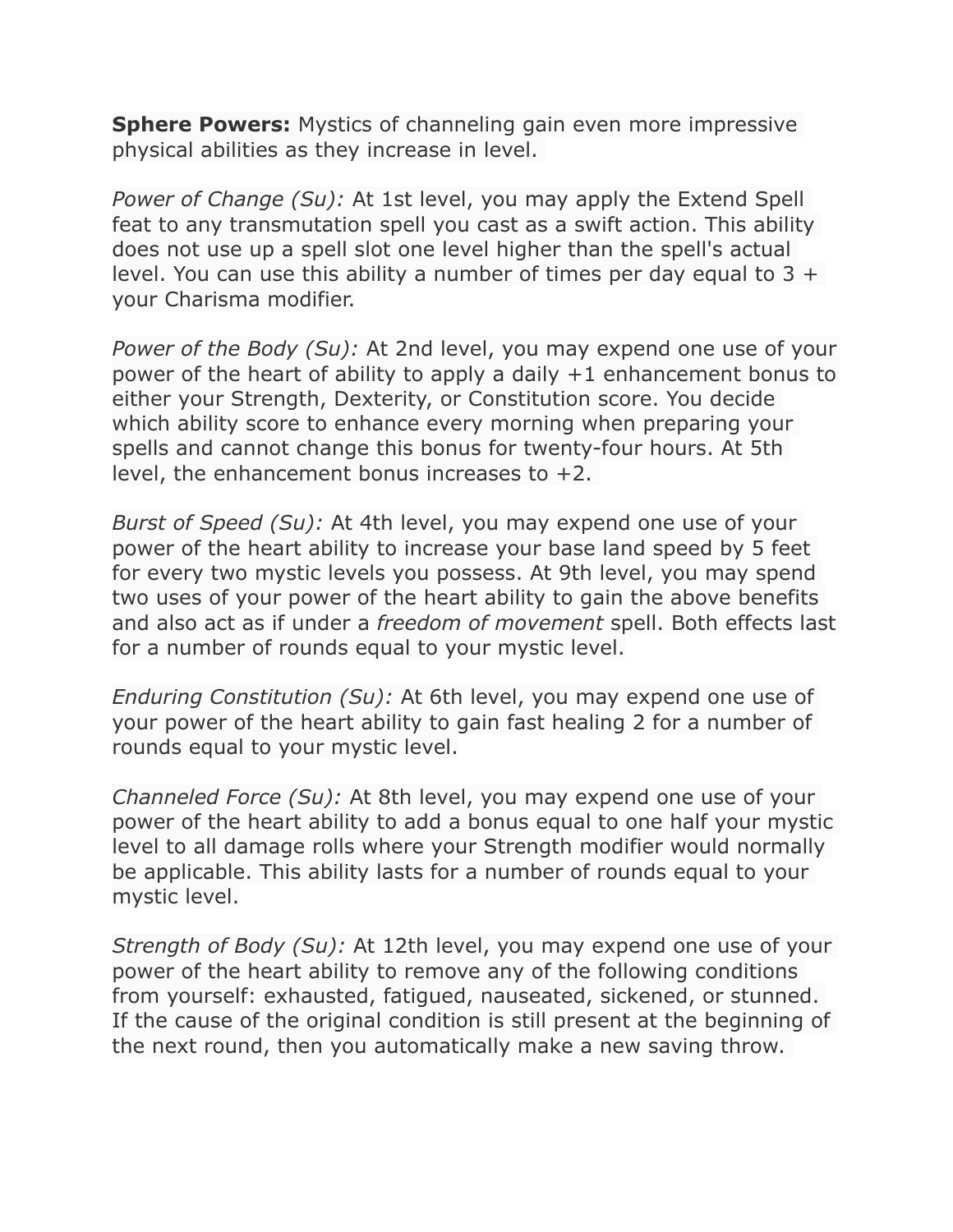**Sphere Powers:** Mystics of channeling gain even more impressive physical abilities as they increase in level.

*Power of Change (Su):* At 1st level, you may apply the Extend Spell feat to any transmutation spell you cast as a swift action. This ability does not use up a spell slot one level higher than the spell's actual level. You can use this ability a number of times per day equal to 3 + your Charisma modifier.

*Power of the Body (Su):* At 2nd level, you may expend one use of your power of the heart of ability to apply a daily +1 enhancement bonus to either your Strength, Dexterity, or Constitution score. You decide which ability score to enhance every morning when preparing your spells and cannot change this bonus for twenty-four hours. At 5th level, the enhancement bonus increases to +2.

*Burst of Speed (Su):* At 4th level, you may expend one use of your power of the heart ability to increase your base land speed by 5 feet for every two mystic levels you possess. At 9th level, you may spend two uses of your power of the heart ability to gain the above benefits and also act as if under a *freedom of movement* spell. Both effects last for a number of rounds equal to your mystic level.

*Enduring Constitution (Su):* At 6th level, you may expend one use of your power of the heart ability to gain fast healing 2 for a number of rounds equal to your mystic level.

*Channeled Force (Su):* At 8th level, you may expend one use of your power of the heart ability to add a bonus equal to one half your mystic level to all damage rolls where your Strength modifier would normally be applicable. This ability lasts for a number of rounds equal to your mystic level.

*Strength of Body (Su):* At 12th level, you may expend one use of your power of the heart ability to remove any of the following conditions from yourself: exhausted, fatigued, nauseated, sickened, or stunned. If the cause of the original condition is still present at the beginning of the next round, then you automatically make a new saving throw.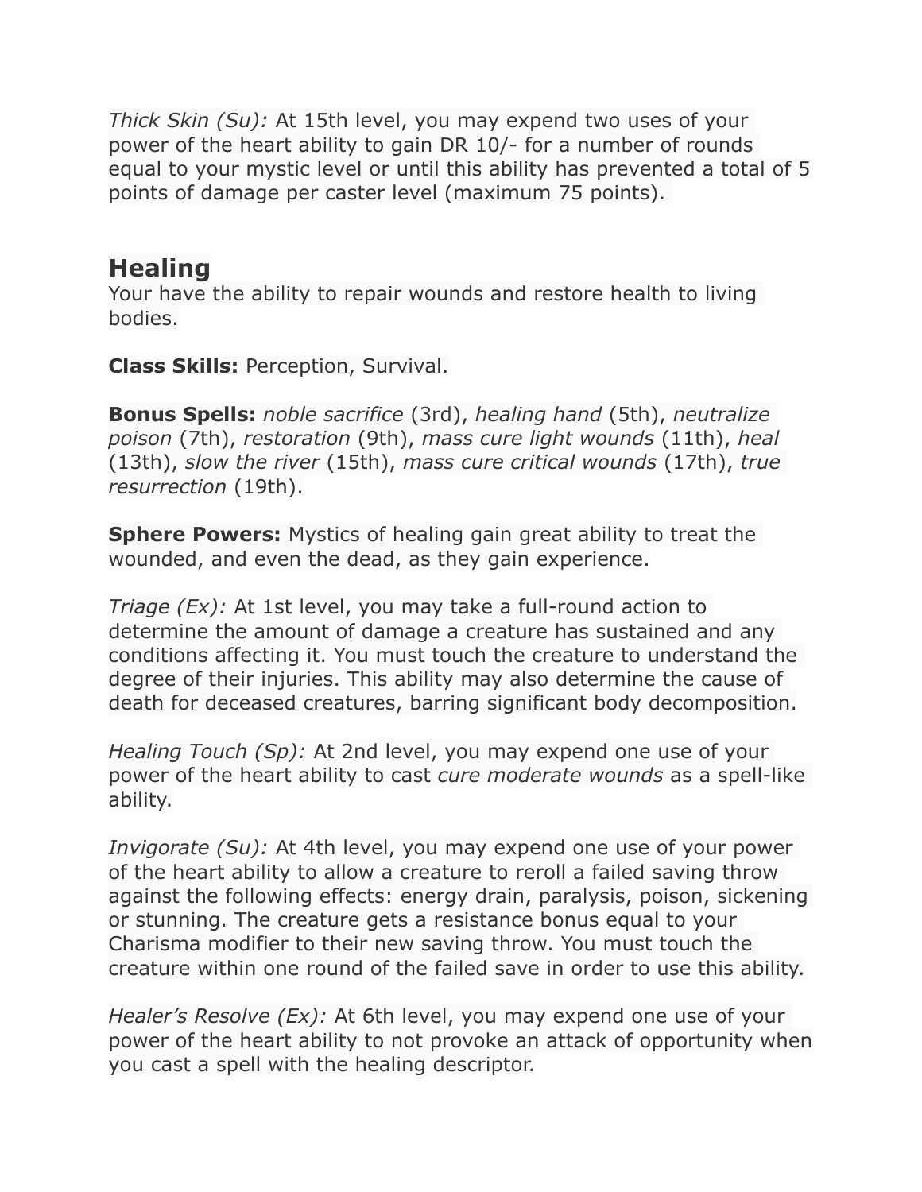*Thick Skin (Su):* At 15th level, you may expend two uses of your power of the heart ability to gain DR 10/- for a number of rounds equal to your mystic level or until this ability has prevented a total of 5 points of damage per caster level (maximum 75 points).

## Healing

Your have the ability to repair wounds and restore health to living bodies.

**Class Skills:** Perception, Survival.

**Bonus Spells:** *noble sacrifice* (3rd), *healing hand* (5th), *neutralize poison* (7th), *restoration* (9th), *mass cure light wounds* (11th), *heal* (13th), *slow the river* (15th), *mass cure critical wounds* (17th), *true resurrection* (19th).

**Sphere Powers:** Mystics of healing gain great ability to treat the wounded, and even the dead, as they gain experience.

*Triage (Ex):* At 1st level, you may take a full-round action to determine the amount of damage a creature has sustained and any conditions affecting it. You must touch the creature to understand the degree of their injuries. This ability may also determine the cause of death for deceased creatures, barring significant body decomposition.

*Healing Touch (Sp):* At 2nd level, you may expend one use of your power of the heart ability to cast *cure moderate wounds* as a spell-like ability.

*Invigorate (Su):* At 4th level, you may expend one use of your power of the heart ability to allow a creature to reroll a failed saving throw against the following effects: energy drain, paralysis, poison, sickening or stunning. The creature gets a resistance bonus equal to your Charisma modifier to their new saving throw. You must touch the creature within one round of the failed save in order to use this ability.

*Healer's Resolve (Ex):* At 6th level, you may expend one use of your power of the heart ability to not provoke an attack of opportunity when you cast a spell with the healing descriptor.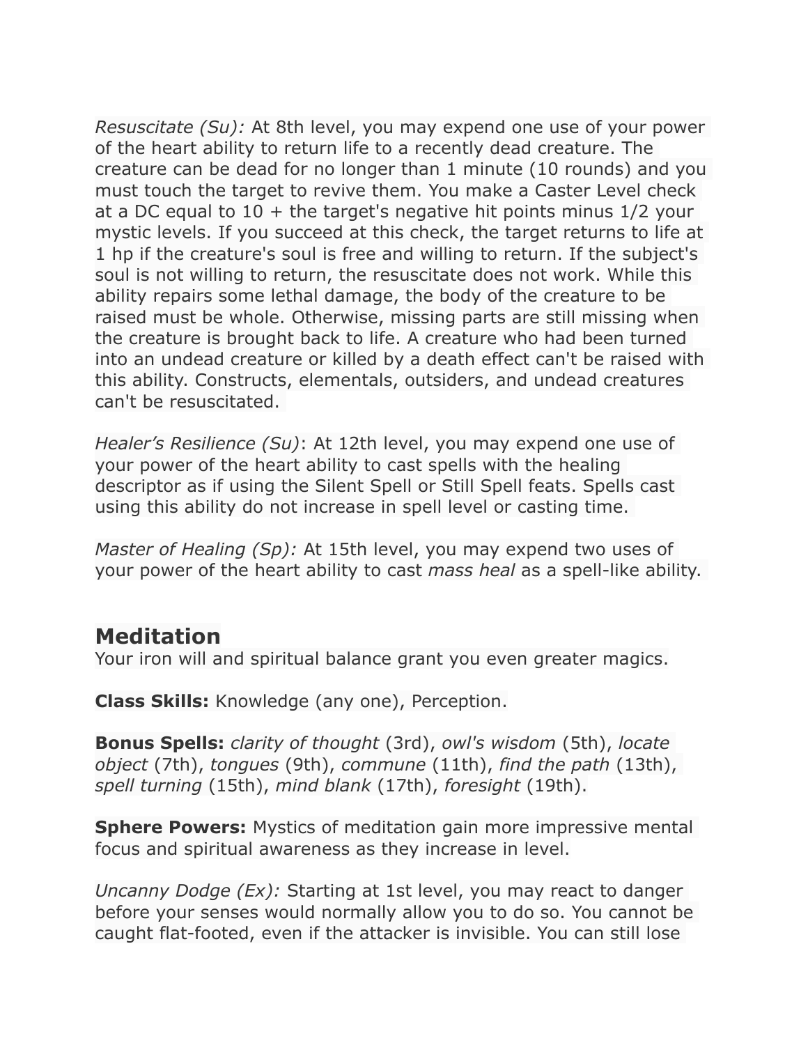*Resuscitate (Su):* At 8th level, you may expend one use of your power of the heart ability to return life to a recently dead creature. The creature can be dead for no longer than 1 minute (10 rounds) and you must touch the target to revive them. You make a Caster Level check at a DC equal to 10 + the target's negative hit points minus 1/2 your mystic levels. If you succeed at this check, the target returns to life at 1 hp if the creature's soul is free and willing to return. If the subject's soul is not willing to return, the resuscitate does not work. While this ability repairs some lethal damage, the body of the creature to be raised must be whole. Otherwise, missing parts are still missing when the creature is brought back to life. A creature who had been turned into an undead creature or killed by a death effect can't be raised with this ability. Constructs, elementals, outsiders, and undead creatures can't be resuscitated.

*Healer's Resilience (Su)*: At 12th level, you may expend one use of your power of the heart ability to cast spells with the healing descriptor as if using the Silent Spell or Still Spell feats. Spells cast using this ability do not increase in spell level or casting time.

*Master of Healing (Sp):* At 15th level, you may expend two uses of your power of the heart ability to cast *mass heal* as a spell-like ability.

## Meditation

Your iron will and spiritual balance grant you even greater magics.

**Class Skills:** Knowledge (any one), Perception.

**Bonus Spells:** *clarity of thought* (3rd), *owl's wisdom* (5th), *locate object* (7th), *tongues* (9th), *commune* (11th), *find the path* (13th), *spell turning* (15th), *mind blank* (17th), *foresight* (19th).

**Sphere Powers:** Mystics of meditation gain more impressive mental focus and spiritual awareness as they increase in level.

*Uncanny Dodge (Ex):* Starting at 1st level, you may react to danger before your senses would normally allow you to do so. You cannot be caught flat-footed, even if the attacker is invisible. You can still lose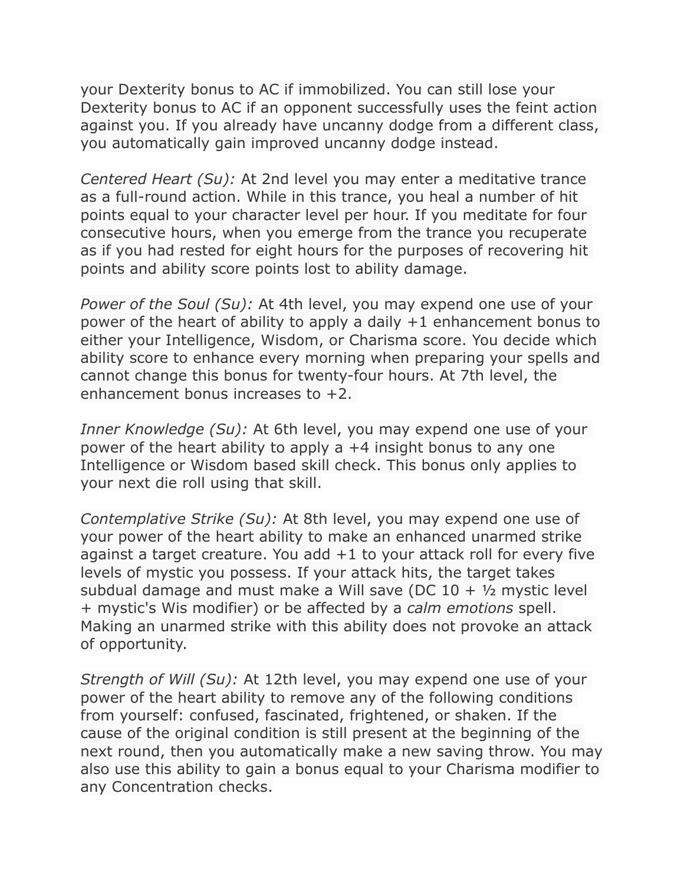your Dexterity bonus to AC if immobilized. You can still lose your Dexterity bonus to AC if an opponent successfully uses the feint action against you. If you already have uncanny dodge from a different class, you automatically gain improved uncanny dodge instead.

*Centered Heart (Su):* At 2nd level you may enter a meditative trance as a full-round action. While in this trance, you heal a number of hit points equal to your character level per hour. If you meditate for four consecutive hours, when you emerge from the trance you recuperate as if you had rested for eight hours for the purposes of recovering hit points and ability score points lost to ability damage.

*Power of the Soul (Su):* At 4th level, you may expend one use of your power of the heart of ability to apply a daily +1 enhancement bonus to either your Intelligence, Wisdom, or Charisma score. You decide which ability score to enhance every morning when preparing your spells and cannot change this bonus for twenty-four hours. At 7th level, the enhancement bonus increases to +2.

*Inner Knowledge (Su):* At 6th level, you may expend one use of your power of the heart ability to apply a +4 insight bonus to any one Intelligence or Wisdom based skill check. This bonus only applies to your next die roll using that skill.

*Contemplative Strike (Su):* At 8th level, you may expend one use of your power of the heart ability to make an enhanced unarmed strike against a target creature. You add +1 to your attack roll for every five levels of mystic you possess. If your attack hits, the target takes subdual damage and must make a Will save (DC 10 + ½ mystic level + mystic's Wis modifier) or be affected by a *calm emotions* spell. Making an unarmed strike with this ability does not provoke an attack of opportunity.

*Strength of Will (Su):* At 12th level, you may expend one use of your power of the heart ability to remove any of the following conditions from yourself: confused, fascinated, frightened, or shaken. If the cause of the original condition is still present at the beginning of the next round, then you automatically make a new saving throw. You may also use this ability to gain a bonus equal to your Charisma modifier to any Concentration checks.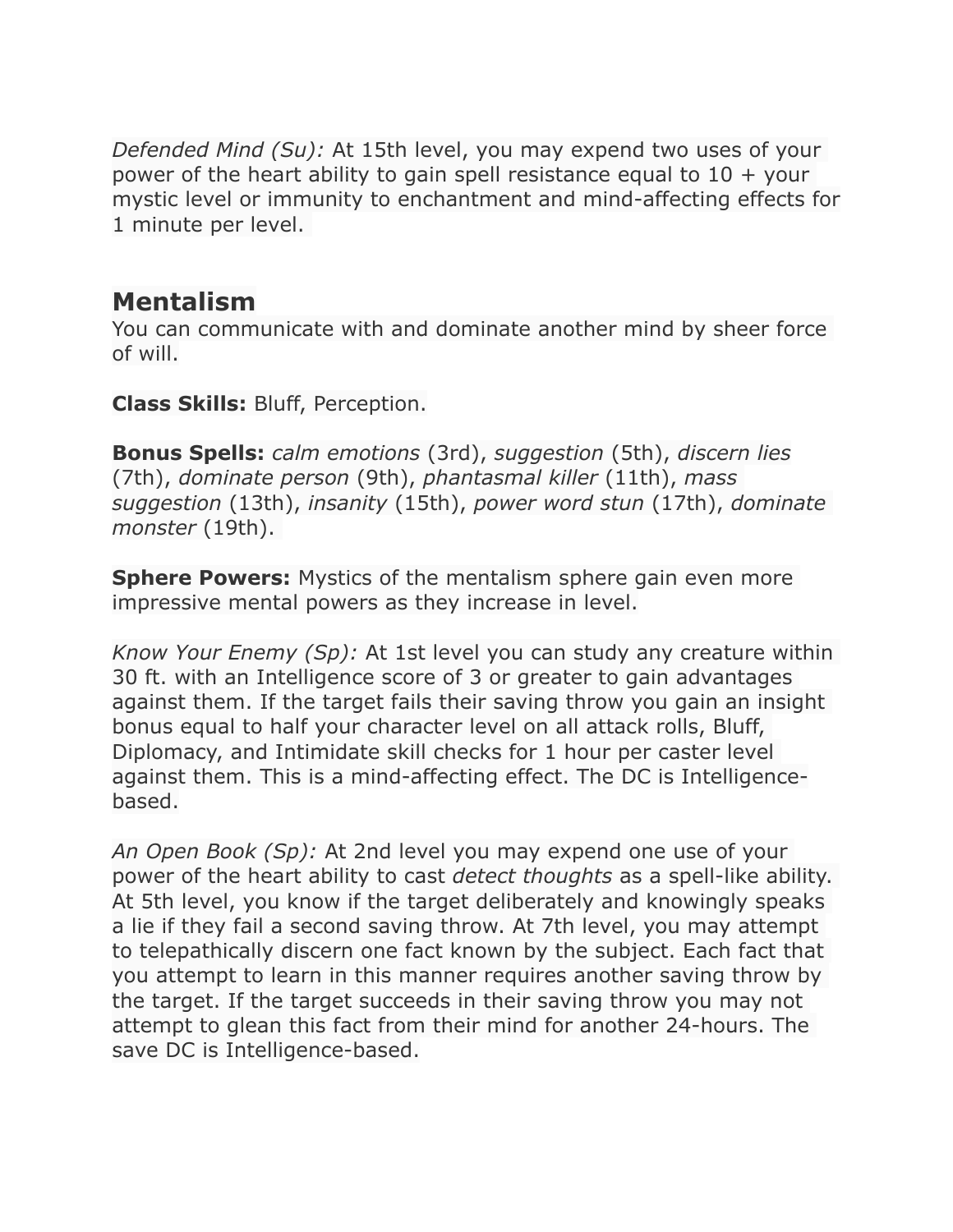*Defended Mind (Su):* At 15th level, you may expend two uses of your power of the heart ability to gain spell resistance equal to 10 + your mystic level or immunity to enchantment and mind-affecting effects for 1 minute per level.

## Mentalism

You can communicate with and dominate another mind by sheer force of will.

**Class Skills:** Bluff, Perception.

**Bonus Spells:** *calm emotions* (3rd), *suggestion* (5th), *discern lies* (7th), *dominate person* (9th), *phantasmal killer* (11th), *mass suggestion* (13th), *insanity* (15th), *power word stun* (17th), *dominate monster* (19th).

**Sphere Powers:** Mystics of the mentalism sphere gain even more impressive mental powers as they increase in level.

*Know Your Enemy (Sp):* At 1st level you can study any creature within 30 ft. with an Intelligence score of 3 or greater to gain advantages against them. If the target fails their saving throw you gain an insight bonus equal to half your character level on all attack rolls, Bluff, Diplomacy, and Intimidate skill checks for 1 hour per caster level against them. This is a mind-affecting effect. The DC is Intelligence-based.

*An Open Book (Sp):* At 2nd level you may expend one use of your power of the heart ability to cast *detect thoughts* as a spell-like ability. At 5th level, you know if the target deliberately and knowingly speaks a lie if they fail a second saving throw. At 7th level, you may attempt to telepathically discern one fact known by the subject. Each fact that you attempt to learn in this manner requires another saving throw by the target. If the target succeeds in their saving throw you may not attempt to glean this fact from their mind for another 24-hours. The save DC is Intelligence-based.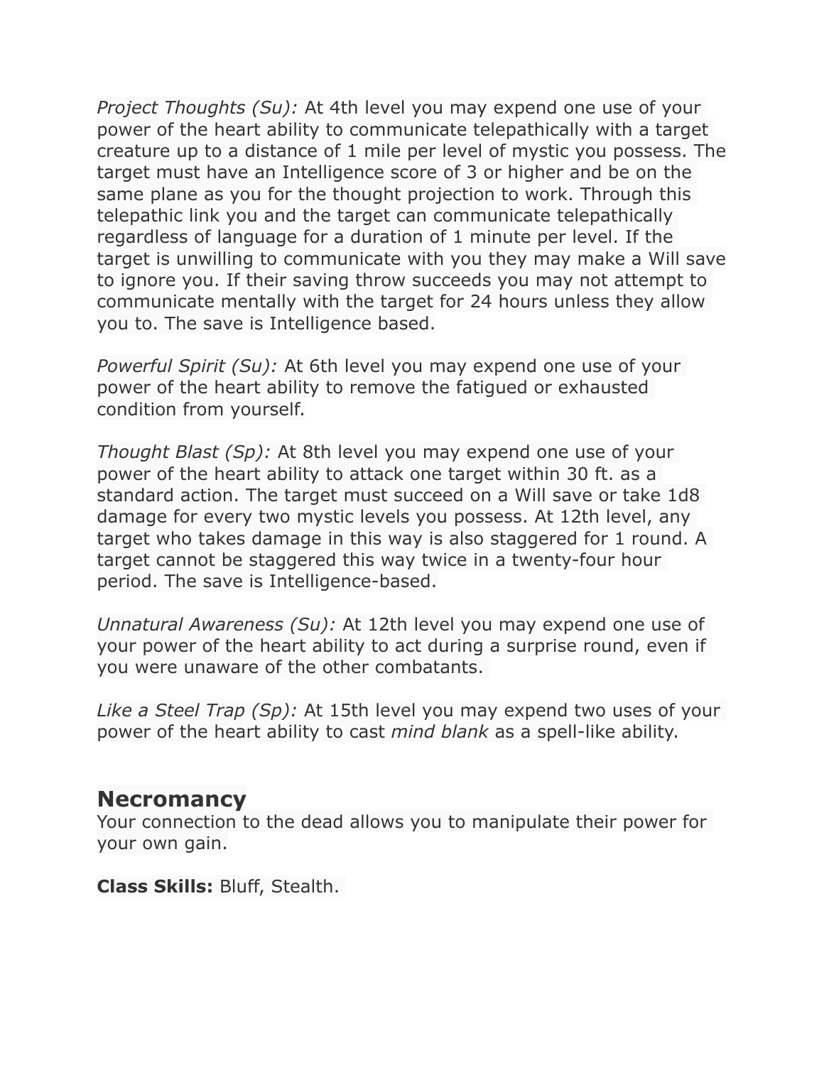*Project Thoughts (Su):* At 4th level you may expend one use of your power of the heart ability to communicate telepathically with a target creature up to a distance of 1 mile per level of mystic you possess. The target must have an Intelligence score of 3 or higher and be on the same plane as you for the thought projection to work. Through this telepathic link you and the target can communicate telepathically regardless of language for a duration of 1 minute per level. If the target is unwilling to communicate with you they may make a Will save to ignore you. If their saving throw succeeds you may not attempt to communicate mentally with the target for 24 hours unless they allow you to. The save is Intelligence based.

*Powerful Spirit (Su):* At 6th level you may expend one use of your power of the heart ability to remove the fatigued or exhausted condition from yourself.

*Thought Blast (Sp):* At 8th level you may expend one use of your power of the heart ability to attack one target within 30 ft. as a standard action. The target must succeed on a Will save or take 1d8 damage for every two mystic levels you possess. At 12th level, any target who takes damage in this way is also staggered for 1 round. A target cannot be staggered this way twice in a twenty-four hour period. The save is Intelligence-based.

*Unnatural Awareness (Su):* At 12th level you may expend one use of your power of the heart ability to act during a surprise round, even if you were unaware of the other combatants.

*Like a Steel Trap (Sp):* At 15th level you may expend two uses of your power of the heart ability to cast *mind blank* as a spell-like ability.

## Necromancy

Your connection to the dead allows you to manipulate their power for your own gain.

**Class Skills:** Bluff, Stealth.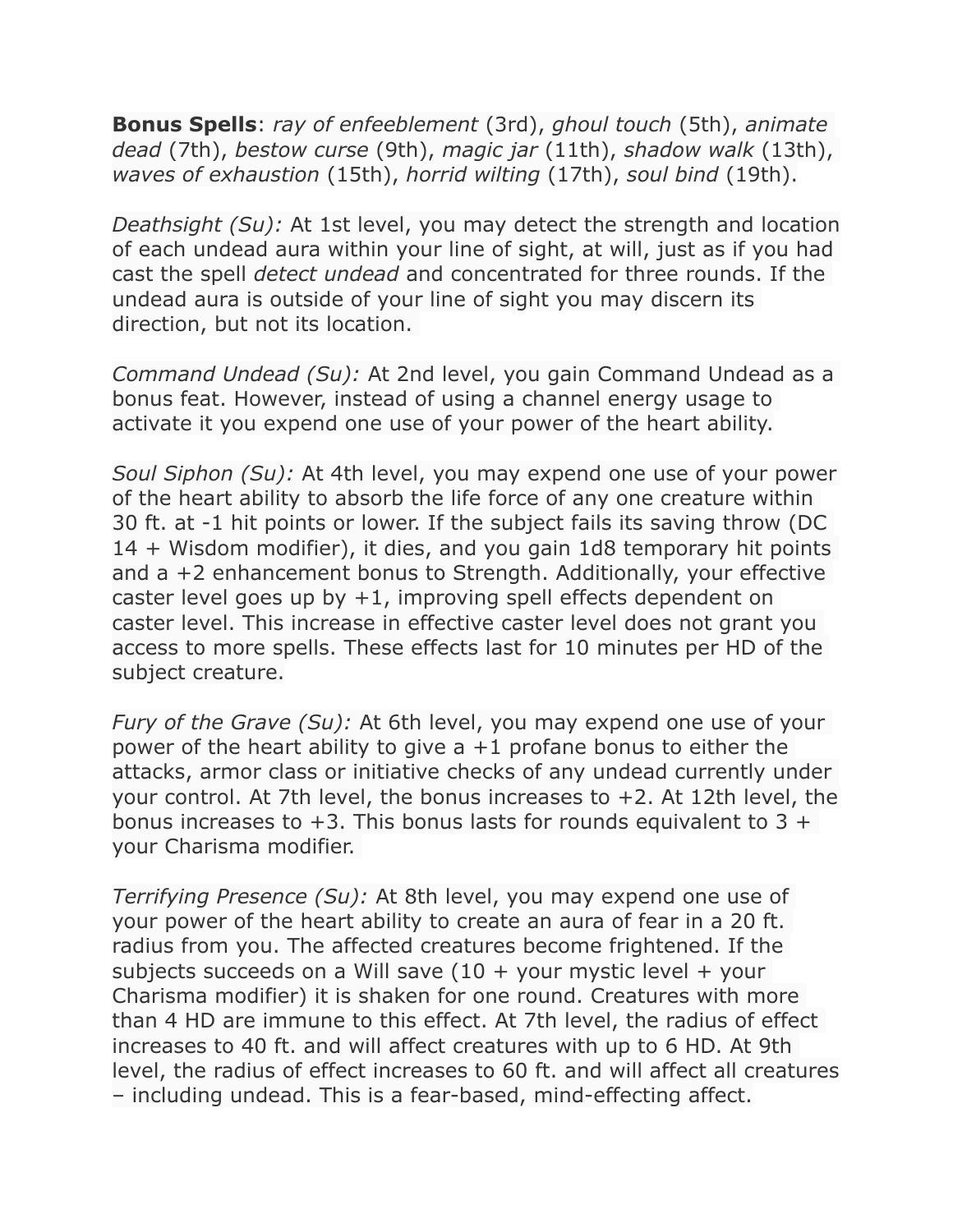**Bonus Spells**: *ray of enfeeblement* (3rd), *ghoul touch* (5th), *animate dead* (7th), *bestow curse* (9th), *magic jar* (11th), *shadow walk* (13th), *waves of exhaustion* (15th), *horrid wilting* (17th), *soul bind* (19th).

*Deathsight (Su):* At 1st level, you may detect the strength and location of each undead aura within your line of sight, at will, just as if you had cast the spell *detect undead* and concentrated for three rounds. If the undead aura is outside of your line of sight you may discern its direction, but not its location.

*Command Undead (Su):* At 2nd level, you gain Command Undead as a bonus feat. However, instead of using a channel energy usage to activate it you expend one use of your power of the heart ability.

*Soul Siphon (Su):* At 4th level, you may expend one use of your power of the heart ability to absorb the life force of any one creature within 30 ft. at -1 hit points or lower. If the subject fails its saving throw (DC 14 + Wisdom modifier), it dies, and you gain 1d8 temporary hit points and a +2 enhancement bonus to Strength. Additionally, your effective caster level goes up by +1, improving spell effects dependent on caster level. This increase in effective caster level does not grant you access to more spells. These effects last for 10 minutes per HD of the subject creature.

*Fury of the Grave (Su):* At 6th level, you may expend one use of your power of the heart ability to give a +1 profane bonus to either the attacks, armor class or initiative checks of any undead currently under your control. At 7th level, the bonus increases to +2. At 12th level, the bonus increases to +3. This bonus lasts for rounds equivalent to 3 + your Charisma modifier.

*Terrifying Presence (Su):* At 8th level, you may expend one use of your power of the heart ability to create an aura of fear in a 20 ft. radius from you. The affected creatures become frightened. If the subjects succeeds on a Will save (10 + your mystic level + your Charisma modifier) it is shaken for one round. Creatures with more than 4 HD are immune to this effect. At 7th level, the radius of effect increases to 40 ft. and will affect creatures with up to 6 HD. At 9th level, the radius of effect increases to 60 ft. and will affect all creatures – including undead. This is a fear-based, mind-effecting affect.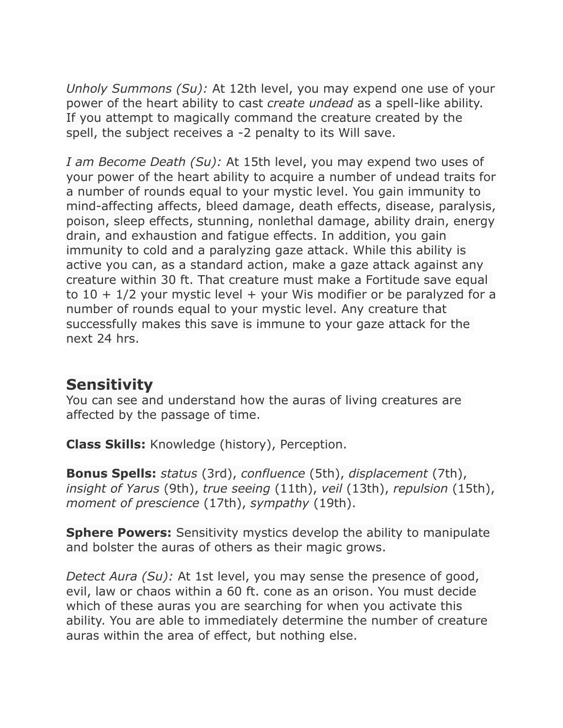*Unholy Summons (Su):* At 12th level, you may expend one use of your power of the heart ability to cast *create undead* as a spell-like ability. If you attempt to magically command the creature created by the spell, the subject receives a -2 penalty to its Will save.

*I am Become Death (Su):* At 15th level, you may expend two uses of your power of the heart ability to acquire a number of undead traits for a number of rounds equal to your mystic level. You gain immunity to mind-affecting affects, bleed damage, death effects, disease, paralysis, poison, sleep effects, stunning, nonlethal damage, ability drain, energy drain, and exhaustion and fatigue effects. In addition, you gain immunity to cold and a paralyzing gaze attack. While this ability is active you can, as a standard action, make a gaze attack against any creature within 30 ft. That creature must make a Fortitude save equal to 10 + 1/2 your mystic level + your Wis modifier or be paralyzed for a number of rounds equal to your mystic level. Any creature that successfully makes this save is immune to your gaze attack for the next 24 hrs.

## Sensitivity

You can see and understand how the auras of living creatures are affected by the passage of time.

**Class Skills:** Knowledge (history), Perception.

**Bonus Spells:** *status* (3rd), *confluence* (5th), *displacement* (7th), *insight of Yarus* (9th), *true seeing* (11th), *veil* (13th), *repulsion* (15th), *moment of prescience* (17th), *sympathy* (19th).

**Sphere Powers:** Sensitivity mystics develop the ability to manipulate and bolster the auras of others as their magic grows.

*Detect Aura (Su):* At 1st level, you may sense the presence of good, evil, law or chaos within a 60 ft. cone as an orison. You must decide which of these auras you are searching for when you activate this ability. You are able to immediately determine the number of creature auras within the area of effect, but nothing else.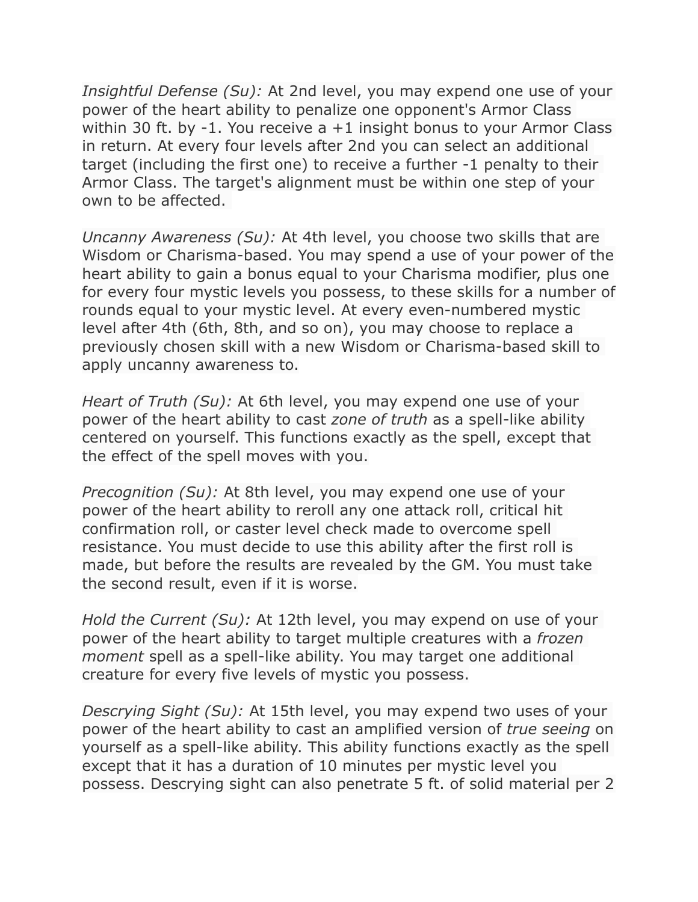*Insightful Defense (Su):* At 2nd level, you may expend one use of your power of the heart ability to penalize one opponent's Armor Class within 30 ft. by -1. You receive a +1 insight bonus to your Armor Class in return. At every four levels after 2nd you can select an additional target (including the first one) to receive a further -1 penalty to their Armor Class. The target's alignment must be within one step of your own to be affected.

*Uncanny Awareness (Su):* At 4th level, you choose two skills that are Wisdom or Charisma-based. You may spend a use of your power of the heart ability to gain a bonus equal to your Charisma modifier, plus one for every four mystic levels you possess, to these skills for a number of rounds equal to your mystic level. At every even-numbered mystic level after 4th (6th, 8th, and so on), you may choose to replace a previously chosen skill with a new Wisdom or Charisma-based skill to apply uncanny awareness to.

*Heart of Truth (Su):* At 6th level, you may expend one use of your power of the heart ability to cast *zone of truth* as a spell-like ability centered on yourself. This functions exactly as the spell, except that the effect of the spell moves with you.

*Precognition (Su):* At 8th level, you may expend one use of your power of the heart ability to reroll any one attack roll, critical hit confirmation roll, or caster level check made to overcome spell resistance. You must decide to use this ability after the first roll is made, but before the results are revealed by the GM. You must take the second result, even if it is worse.

*Hold the Current (Su):* At 12th level, you may expend on use of your power of the heart ability to target multiple creatures with a *frozen moment* spell as a spell-like ability. You may target one additional creature for every five levels of mystic you possess.

*Descrying Sight (Su):* At 15th level, you may expend two uses of your power of the heart ability to cast an amplified version of *true seeing* on yourself as a spell-like ability. This ability functions exactly as the spell except that it has a duration of 10 minutes per mystic level you possess. Descrying sight can also penetrate 5 ft. of solid material per 2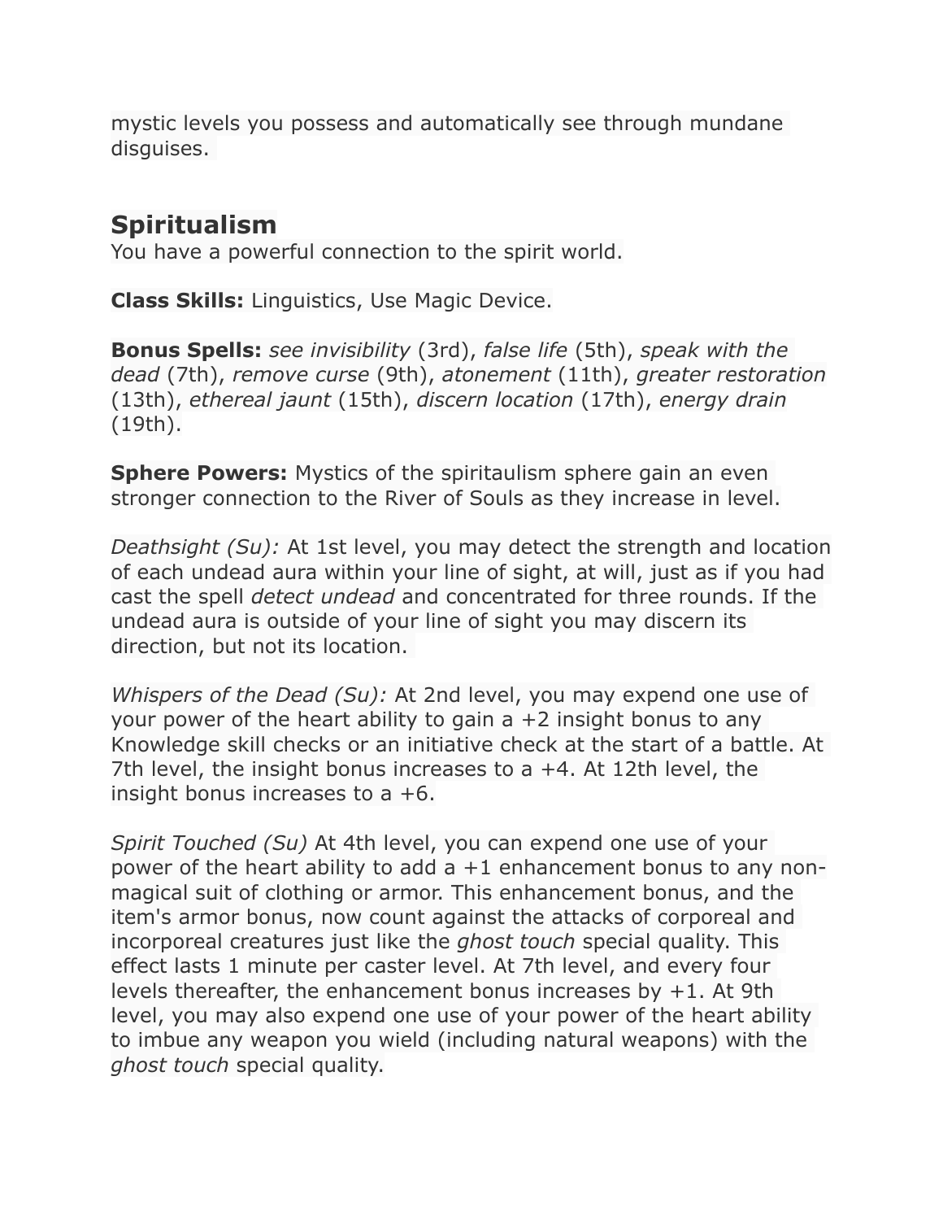mystic levels you possess and automatically see through mundane disguises.

## Spiritualism

You have a powerful connection to the spirit world.

**Class Skills:** Linguistics, Use Magic Device.

**Bonus Spells:** *see invisibility* (3rd), *false life* (5th), *speak with the dead* (7th), *remove curse* (9th), *atonement* (11th), *greater restoration* (13th), *ethereal jaunt* (15th), *discern location* (17th), *energy drain* (19th).

**Sphere Powers:** Mystics of the spiritaulism sphere gain an even stronger connection to the River of Souls as they increase in level.

*Deathsight (Su):* At 1st level, you may detect the strength and location of each undead aura within your line of sight, at will, just as if you had cast the spell *detect undead* and concentrated for three rounds. If the undead aura is outside of your line of sight you may discern its direction, but not its location.

*Whispers of the Dead (Su):* At 2nd level, you may expend one use of your power of the heart ability to gain a +2 insight bonus to any Knowledge skill checks or an initiative check at the start of a battle. At 7th level, the insight bonus increases to a +4. At 12th level, the insight bonus increases to a +6.

*Spirit Touched (Su)* At 4th level, you can expend one use of your power of the heart ability to add a +1 enhancement bonus to any non-magical suit of clothing or armor. This enhancement bonus, and the item's armor bonus, now count against the attacks of corporeal and incorporeal creatures just like the *ghost touch* special quality. This effect lasts 1 minute per caster level. At 7th level, and every four levels thereafter, the enhancement bonus increases by +1. At 9th level, you may also expend one use of your power of the heart ability to imbue any weapon you wield (including natural weapons) with the *ghost touch* special quality.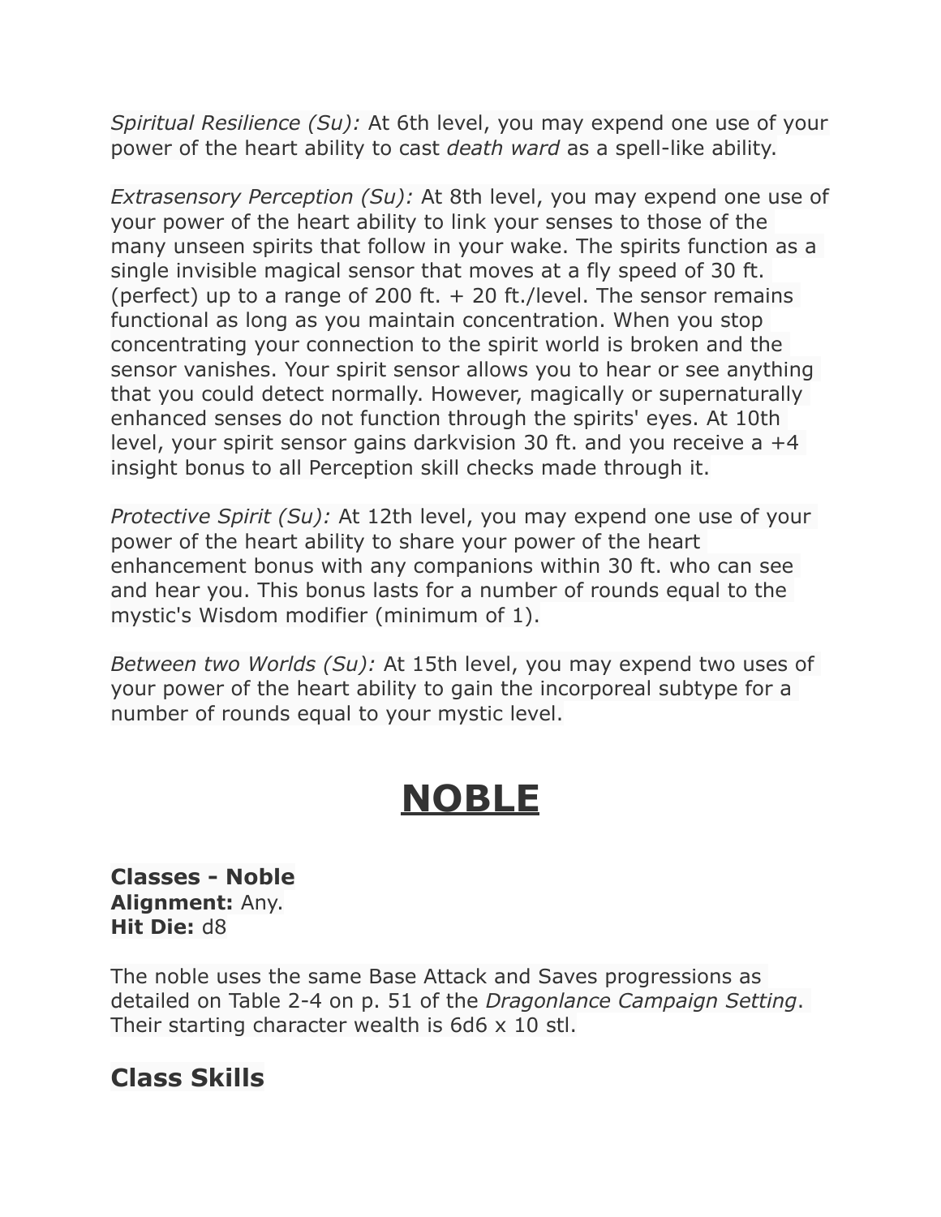*Spiritual Resilience (Su):* At 6th level, you may expend one use of your power of the heart ability to cast *death ward* as a spell-like ability.

*Extrasensory Perception (Su):* At 8th level, you may expend one use of your power of the heart ability to link your senses to those of the many unseen spirits that follow in your wake. The spirits function as a single invisible magical sensor that moves at a fly speed of 30 ft. (perfect) up to a range of 200 ft. + 20 ft./level. The sensor remains functional as long as you maintain concentration. When you stop concentrating your connection to the spirit world is broken and the sensor vanishes. Your spirit sensor allows you to hear or see anything that you could detect normally. However, magically or supernaturally enhanced senses do not function through the spirits' eyes. At 10th level, your spirit sensor gains darkvision 30 ft. and you receive a +4 insight bonus to all Perception skill checks made through it.

*Protective Spirit (Su):* At 12th level, you may expend one use of your power of the heart ability to share your power of the heart enhancement bonus with any companions within 30 ft. who can see and hear you. This bonus lasts for a number of rounds equal to the mystic's Wisdom modifier (minimum of 1).

*Between two Worlds (Su):* At 15th level, you may expend two uses of your power of the heart ability to gain the incorporeal subtype for a number of rounds equal to your mystic level.

# NOBLE

**Classes - Noble**
**Alignment:** Any.
**Hit Die:** d8

The noble uses the same Base Attack and Saves progressions as detailed on Table 2-4 on p. 51 of the *Dragonlance Campaign Setting*. Their starting character wealth is 6d6 x 10 stl.

## Class Skills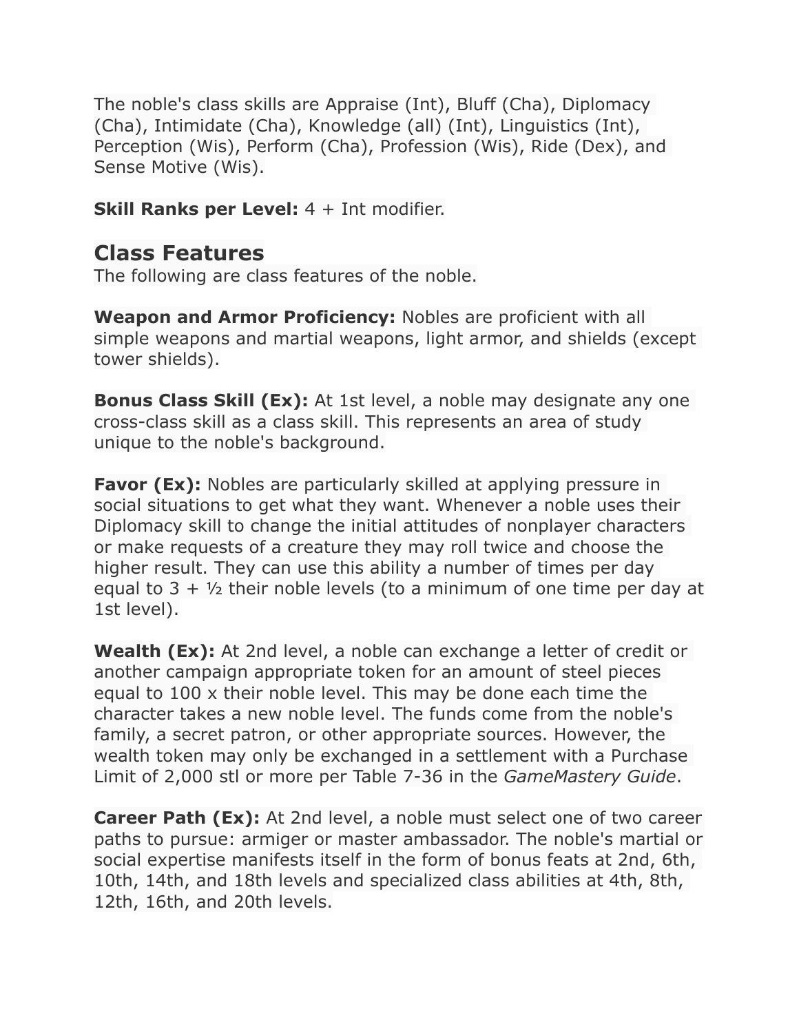The noble's class skills are Appraise (Int), Bluff (Cha), Diplomacy (Cha), Intimidate (Cha), Knowledge (all) (Int), Linguistics (Int), Perception (Wis), Perform (Cha), Profession (Wis), Ride (Dex), and Sense Motive (Wis).

**Skill Ranks per Level:** 4 + Int modifier.

## Class Features

The following are class features of the noble.

**Weapon and Armor Proficiency:** Nobles are proficient with all simple weapons and martial weapons, light armor, and shields (except tower shields).

**Bonus Class Skill (Ex):** At 1st level, a noble may designate any one cross-class skill as a class skill. This represents an area of study unique to the noble's background.

**Favor (Ex):** Nobles are particularly skilled at applying pressure in social situations to get what they want. Whenever a noble uses their Diplomacy skill to change the initial attitudes of nonplayer characters or make requests of a creature they may roll twice and choose the higher result. They can use this ability a number of times per day equal to 3 + ½ their noble levels (to a minimum of one time per day at 1st level).

**Wealth (Ex):** At 2nd level, a noble can exchange a letter of credit or another campaign appropriate token for an amount of steel pieces equal to 100 x their noble level. This may be done each time the character takes a new noble level. The funds come from the noble's family, a secret patron, or other appropriate sources. However, the wealth token may only be exchanged in a settlement with a Purchase Limit of 2,000 stl or more per Table 7-36 in the *GameMastery Guide*.

**Career Path (Ex):** At 2nd level, a noble must select one of two career paths to pursue: armiger or master ambassador. The noble's martial or social expertise manifests itself in the form of bonus feats at 2nd, 6th, 10th, 14th, and 18th levels and specialized class abilities at 4th, 8th, 12th, 16th, and 20th levels.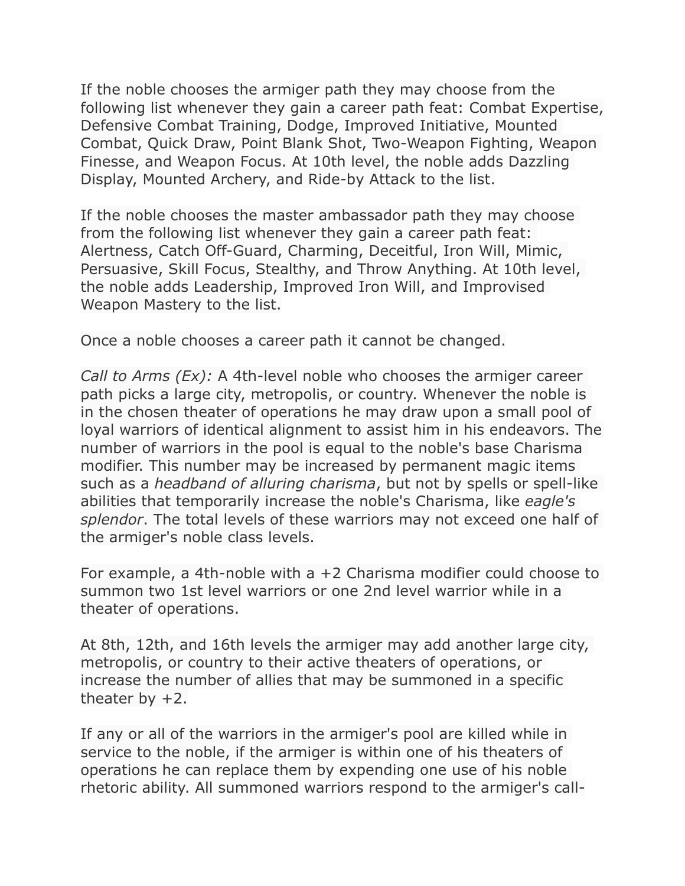If the noble chooses the armiger path they may choose from the following list whenever they gain a career path feat: Combat Expertise, Defensive Combat Training, Dodge, Improved Initiative, Mounted Combat, Quick Draw, Point Blank Shot, Two-Weapon Fighting, Weapon Finesse, and Weapon Focus. At 10th level, the noble adds Dazzling Display, Mounted Archery, and Ride-by Attack to the list.

If the noble chooses the master ambassador path they may choose from the following list whenever they gain a career path feat: Alertness, Catch Off-Guard, Charming, Deceitful, Iron Will, Mimic, Persuasive, Skill Focus, Stealthy, and Throw Anything. At 10th level, the noble adds Leadership, Improved Iron Will, and Improvised Weapon Mastery to the list.

Once a noble chooses a career path it cannot be changed.

*Call to Arms (Ex):* A 4th-level noble who chooses the armiger career path picks a large city, metropolis, or country. Whenever the noble is in the chosen theater of operations he may draw upon a small pool of loyal warriors of identical alignment to assist him in his endeavors. The number of warriors in the pool is equal to the noble's base Charisma modifier. This number may be increased by permanent magic items such as a *headband of alluring charisma*, but not by spells or spell-like abilities that temporarily increase the noble's Charisma, like *eagle's splendor*. The total levels of these warriors may not exceed one half of the armiger's noble class levels.

For example, a 4th-noble with a +2 Charisma modifier could choose to summon two 1st level warriors or one 2nd level warrior while in a theater of operations.

At 8th, 12th, and 16th levels the armiger may add another large city, metropolis, or country to their active theaters of operations, or increase the number of allies that may be summoned in a specific theater by +2.

If any or all of the warriors in the armiger's pool are killed while in service to the noble, if the armiger is within one of his theaters of operations he can replace them by expending one use of his noble rhetoric ability. All summoned warriors respond to the armiger's call-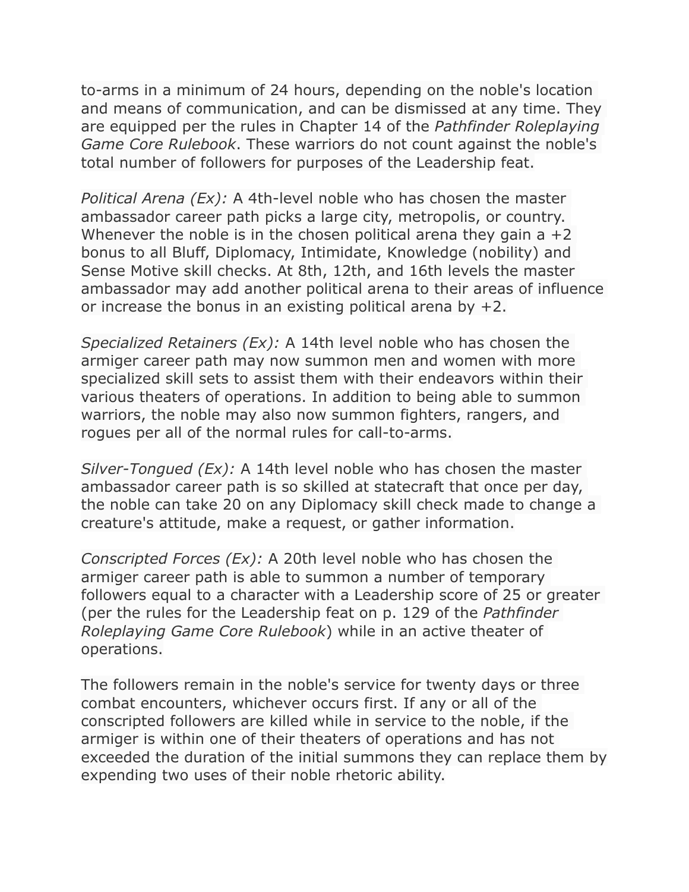to-arms in a minimum of 24 hours, depending on the noble's location and means of communication, and can be dismissed at any time. They are equipped per the rules in Chapter 14 of the *Pathfinder Roleplaying Game Core Rulebook*. These warriors do not count against the noble's total number of followers for purposes of the Leadership feat.

*Political Arena (Ex):* A 4th-level noble who has chosen the master ambassador career path picks a large city, metropolis, or country. Whenever the noble is in the chosen political arena they gain a +2 bonus to all Bluff, Diplomacy, Intimidate, Knowledge (nobility) and Sense Motive skill checks. At 8th, 12th, and 16th levels the master ambassador may add another political arena to their areas of influence or increase the bonus in an existing political arena by +2.

*Specialized Retainers (Ex):* A 14th level noble who has chosen the armiger career path may now summon men and women with more specialized skill sets to assist them with their endeavors within their various theaters of operations. In addition to being able to summon warriors, the noble may also now summon fighters, rangers, and rogues per all of the normal rules for call-to-arms.

*Silver-Tongued (Ex):* A 14th level noble who has chosen the master ambassador career path is so skilled at statecraft that once per day, the noble can take 20 on any Diplomacy skill check made to change a creature's attitude, make a request, or gather information.

*Conscripted Forces (Ex):* A 20th level noble who has chosen the armiger career path is able to summon a number of temporary followers equal to a character with a Leadership score of 25 or greater (per the rules for the Leadership feat on p. 129 of the *Pathfinder Roleplaying Game Core Rulebook*) while in an active theater of operations.

The followers remain in the noble's service for twenty days or three combat encounters, whichever occurs first. If any or all of the conscripted followers are killed while in service to the noble, if the armiger is within one of their theaters of operations and has not exceeded the duration of the initial summons they can replace them by expending two uses of their noble rhetoric ability.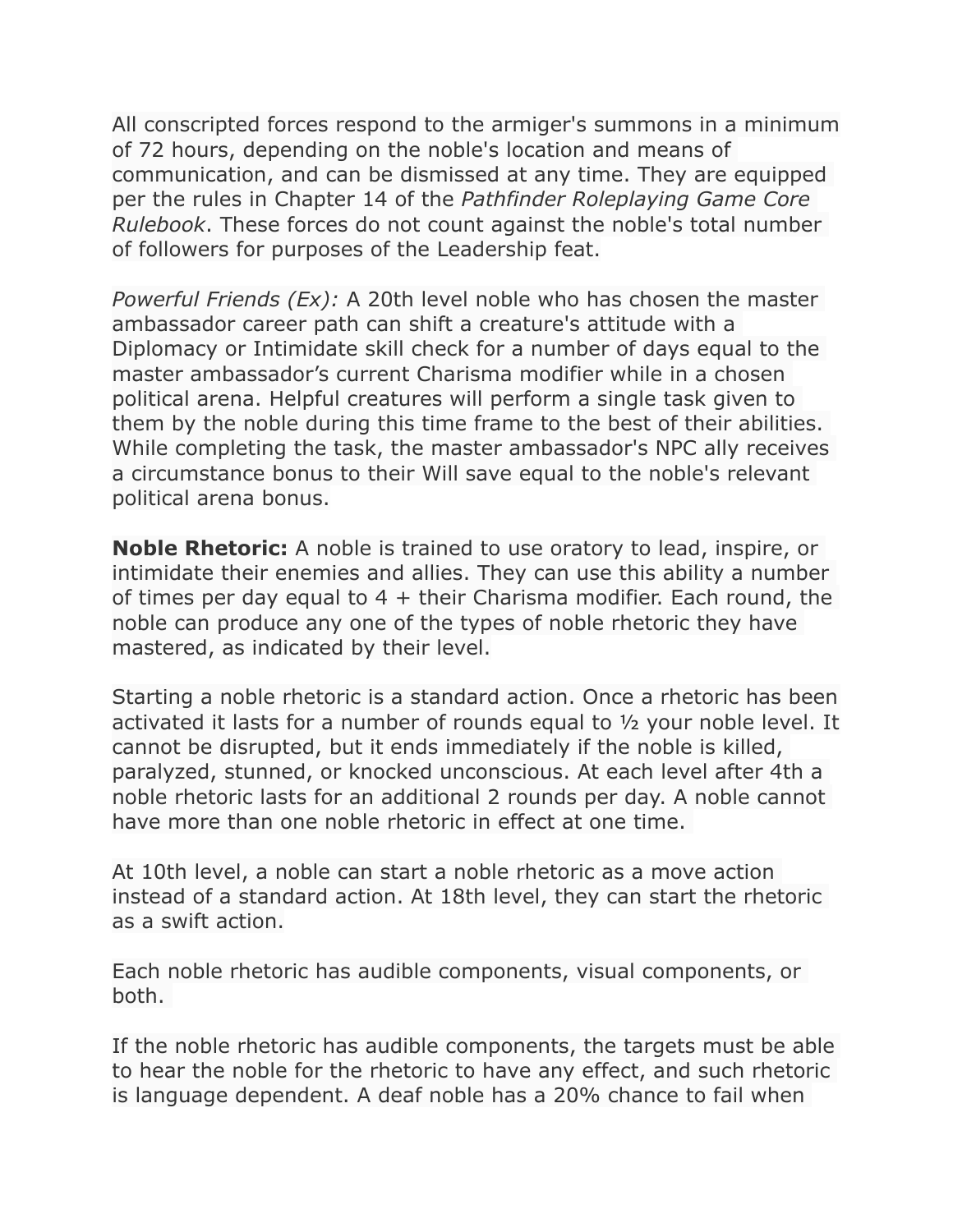All conscripted forces respond to the armiger's summons in a minimum of 72 hours, depending on the noble's location and means of communication, and can be dismissed at any time. They are equipped per the rules in Chapter 14 of the *Pathfinder Roleplaying Game Core Rulebook*. These forces do not count against the noble's total number of followers for purposes of the Leadership feat.

*Powerful Friends (Ex):* A 20th level noble who has chosen the master ambassador career path can shift a creature's attitude with a Diplomacy or Intimidate skill check for a number of days equal to the master ambassador's current Charisma modifier while in a chosen political arena. Helpful creatures will perform a single task given to them by the noble during this time frame to the best of their abilities. While completing the task, the master ambassador's NPC ally receives a circumstance bonus to their Will save equal to the noble's relevant political arena bonus.

**Noble Rhetoric:** A noble is trained to use oratory to lead, inspire, or intimidate their enemies and allies. They can use this ability a number of times per day equal to 4 + their Charisma modifier. Each round, the noble can produce any one of the types of noble rhetoric they have mastered, as indicated by their level.

Starting a noble rhetoric is a standard action. Once a rhetoric has been activated it lasts for a number of rounds equal to ½ your noble level. It cannot be disrupted, but it ends immediately if the noble is killed, paralyzed, stunned, or knocked unconscious. At each level after 4th a noble rhetoric lasts for an additional 2 rounds per day. A noble cannot have more than one noble rhetoric in effect at one time.

At 10th level, a noble can start a noble rhetoric as a move action instead of a standard action. At 18th level, they can start the rhetoric as a swift action.

Each noble rhetoric has audible components, visual components, or both.

If the noble rhetoric has audible components, the targets must be able to hear the noble for the rhetoric to have any effect, and such rhetoric is language dependent. A deaf noble has a 20% chance to fail when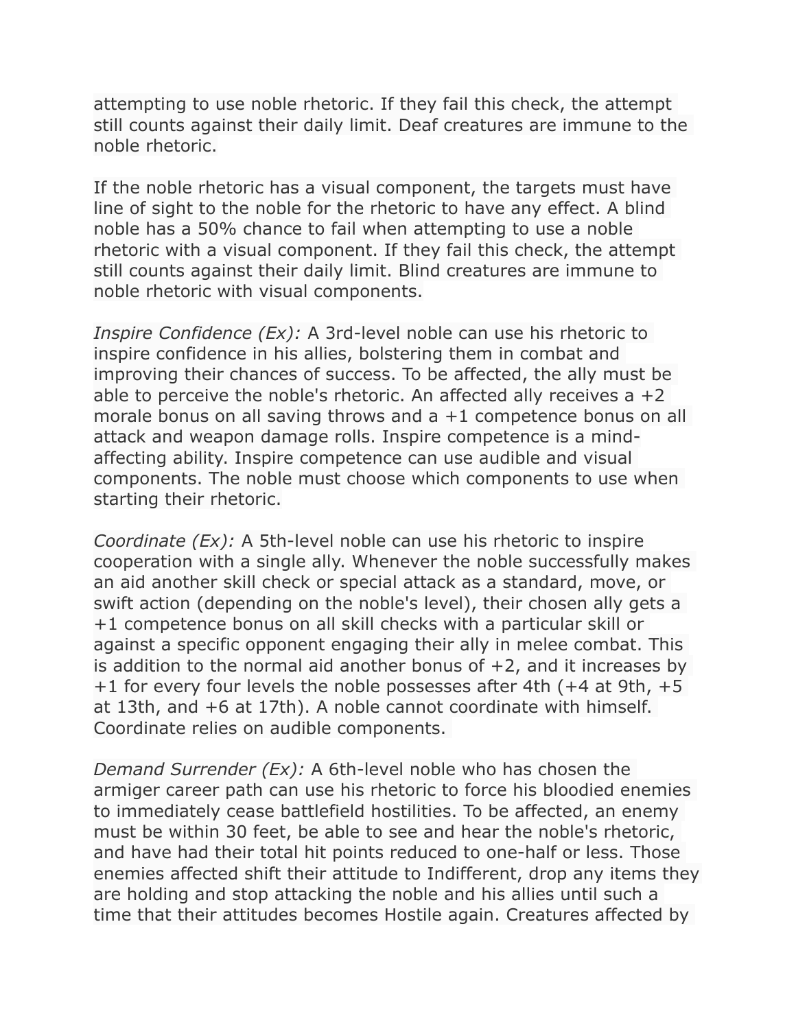attempting to use noble rhetoric. If they fail this check, the attempt still counts against their daily limit. Deaf creatures are immune to the noble rhetoric.

If the noble rhetoric has a visual component, the targets must have line of sight to the noble for the rhetoric to have any effect. A blind noble has a 50% chance to fail when attempting to use a noble rhetoric with a visual component. If they fail this check, the attempt still counts against their daily limit. Blind creatures are immune to noble rhetoric with visual components.

*Inspire Confidence (Ex):* A 3rd-level noble can use his rhetoric to inspire confidence in his allies, bolstering them in combat and improving their chances of success. To be affected, the ally must be able to perceive the noble's rhetoric. An affected ally receives a +2 morale bonus on all saving throws and a +1 competence bonus on all attack and weapon damage rolls. Inspire competence is a mind-affecting ability. Inspire competence can use audible and visual components. The noble must choose which components to use when starting their rhetoric.

*Coordinate (Ex):* A 5th-level noble can use his rhetoric to inspire cooperation with a single ally. Whenever the noble successfully makes an aid another skill check or special attack as a standard, move, or swift action (depending on the noble's level), their chosen ally gets a +1 competence bonus on all skill checks with a particular skill or against a specific opponent engaging their ally in melee combat. This is addition to the normal aid another bonus of +2, and it increases by +1 for every four levels the noble possesses after 4th (+4 at 9th, +5 at 13th, and +6 at 17th). A noble cannot coordinate with himself. Coordinate relies on audible components.

*Demand Surrender (Ex):* A 6th-level noble who has chosen the armiger career path can use his rhetoric to force his bloodied enemies to immediately cease battlefield hostilities. To be affected, an enemy must be within 30 feet, be able to see and hear the noble's rhetoric, and have had their total hit points reduced to one-half or less. Those enemies affected shift their attitude to Indifferent, drop any items they are holding and stop attacking the noble and his allies until such a time that their attitudes becomes Hostile again. Creatures affected by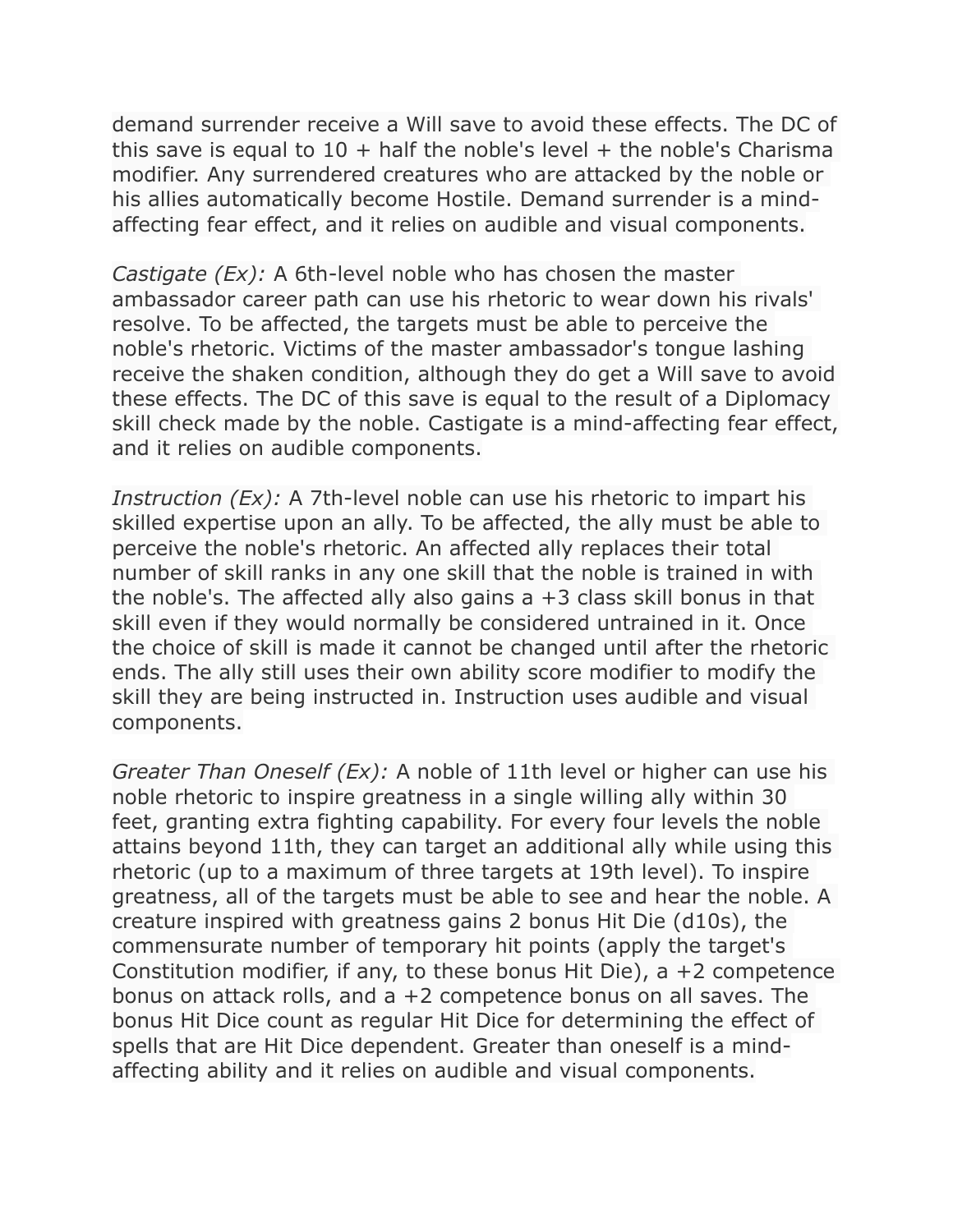demand surrender receive a Will save to avoid these effects. The DC of this save is equal to 10 + half the noble's level + the noble's Charisma modifier. Any surrendered creatures who are attacked by the noble or his allies automatically become Hostile. Demand surrender is a mind-affecting fear effect, and it relies on audible and visual components.

*Castigate (Ex):* A 6th-level noble who has chosen the master ambassador career path can use his rhetoric to wear down his rivals' resolve. To be affected, the targets must be able to perceive the noble's rhetoric. Victims of the master ambassador's tongue lashing receive the shaken condition, although they do get a Will save to avoid these effects. The DC of this save is equal to the result of a Diplomacy skill check made by the noble. Castigate is a mind-affecting fear effect, and it relies on audible components.

*Instruction (Ex):* A 7th-level noble can use his rhetoric to impart his skilled expertise upon an ally. To be affected, the ally must be able to perceive the noble's rhetoric. An affected ally replaces their total number of skill ranks in any one skill that the noble is trained in with the noble's. The affected ally also gains a +3 class skill bonus in that skill even if they would normally be considered untrained in it. Once the choice of skill is made it cannot be changed until after the rhetoric ends. The ally still uses their own ability score modifier to modify the skill they are being instructed in. Instruction uses audible and visual components.

*Greater Than Oneself (Ex):* A noble of 11th level or higher can use his noble rhetoric to inspire greatness in a single willing ally within 30 feet, granting extra fighting capability. For every four levels the noble attains beyond 11th, they can target an additional ally while using this rhetoric (up to a maximum of three targets at 19th level). To inspire greatness, all of the targets must be able to see and hear the noble. A creature inspired with greatness gains 2 bonus Hit Die (d10s), the commensurate number of temporary hit points (apply the target's Constitution modifier, if any, to these bonus Hit Die), a +2 competence bonus on attack rolls, and a +2 competence bonus on all saves. The bonus Hit Dice count as regular Hit Dice for determining the effect of spells that are Hit Dice dependent. Greater than oneself is a mind-affecting ability and it relies on audible and visual components.